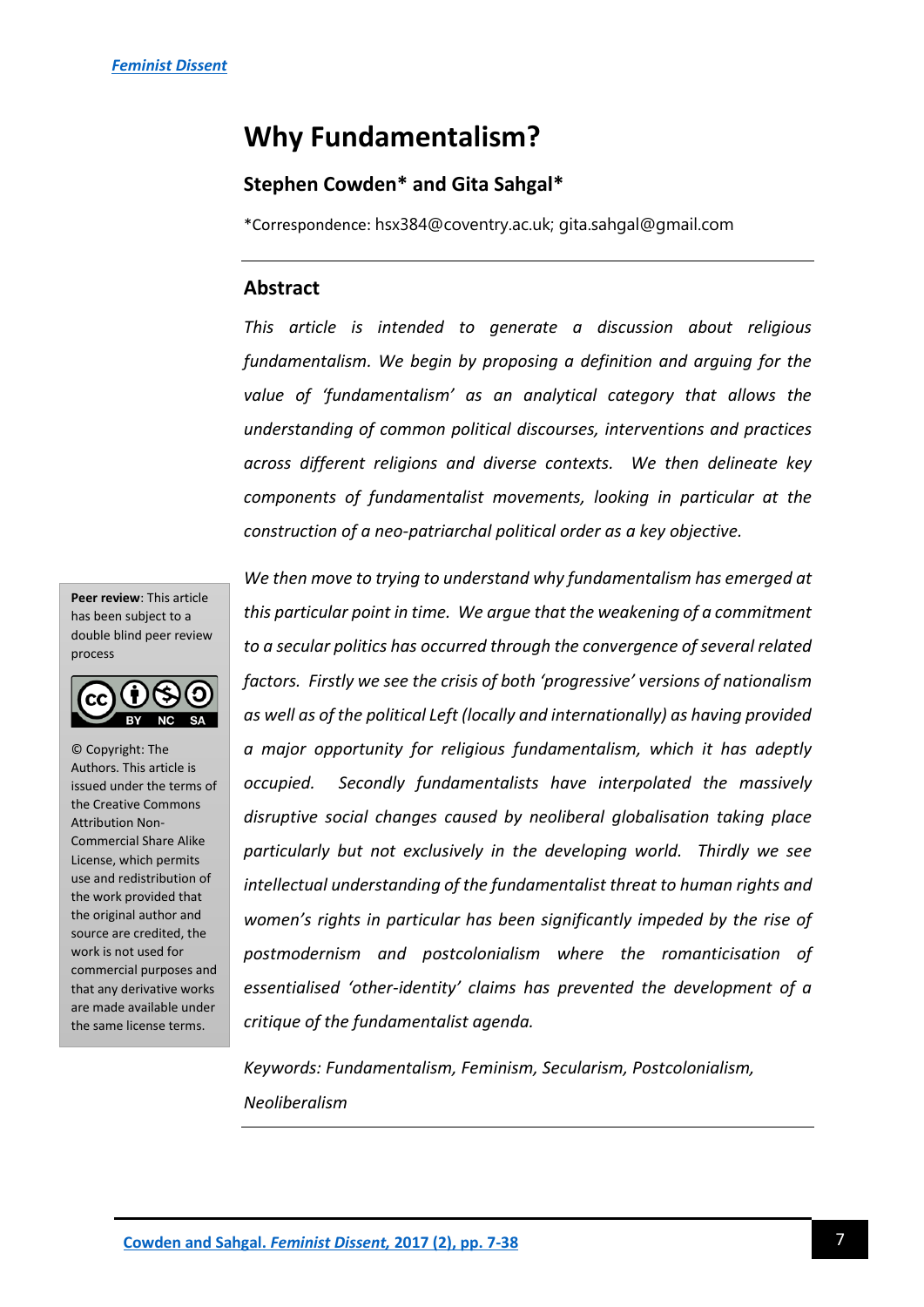# Why Fundamentalism?

### Stephen Cowden* and Gita Sahgal*

*Correspondence: hsx384@coventry.ac.uk; gita.sahgal@gmail.com

## Abstract

*This article is intended to generate a discussion about religious fundamentalism. We begin by proposing a definition and arguing for the value of 'fundamentalism' as an analytical category that allows the understanding of common political discourses, interventions and practices across different religions and diverse contexts. We then delineate key components of fundamentalist movements, looking in particular at the construction of a neo-patriarchal political order as a key objective.*

*We then move to trying to understand why fundamentalism has emerged at this particular point in time. We argue that the weakening of a commitment to a secular politics has occurred through the convergence of several related factors. Firstly we see the crisis of both 'progressive' versions of nationalism as well as of the political Left (locally and internationally) as having provided a major opportunity for religious fundamentalism, which it has adeptly occupied. Secondly fundamentalists have interpolated the massively disruptive social changes caused by neoliberal globalisation taking place particularly but not exclusively in the developing world. Thirdly we see intellectual understanding of the fundamentalist threat to human rights and women's rights in particular has been significantly impeded by the rise of postmodernism and postcolonialism where the romanticisation of essentialised 'other-identity' claims has prevented the development of a critique of the fundamentalist agenda.*

*Keywords: Fundamentalism, Feminism, Secularism, Postcolonialism, Neoliberalism*

**Peer review**: This article has been subject to a double blind peer review process

© Copyright: The Authors. This article is issued under the terms of the Creative Commons Attribution Non-Commercial Share Alike License, which permits use and redistribution of the work provided that the original author and source are credited, the work is not used for commercial purposes and that any derivative works are made available under the same license terms.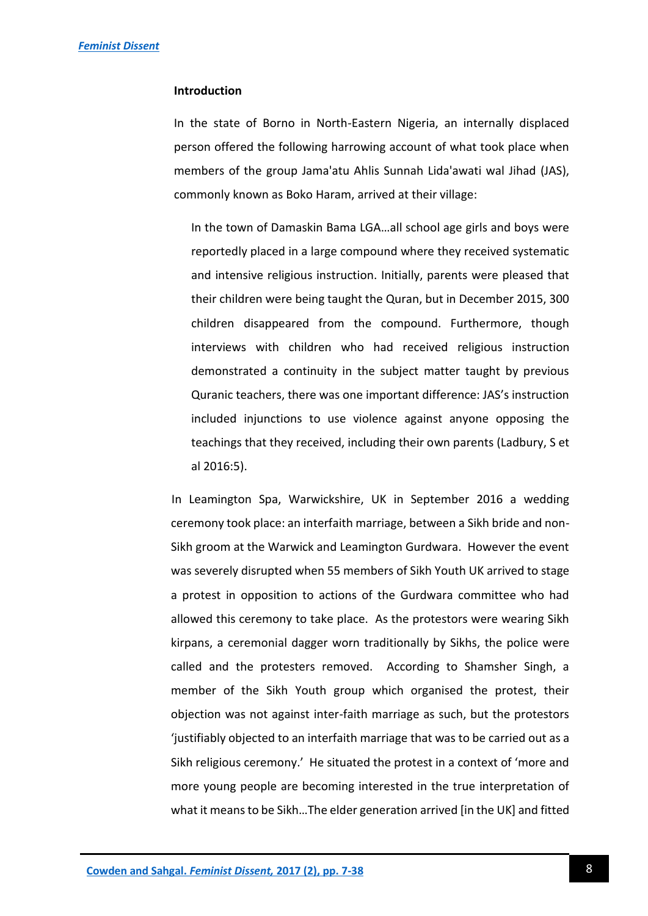### Introduction

In the state of Borno in North-Eastern Nigeria, an internally displaced person offered the following harrowing account of what took place when members of the group Jama'atu Ahlis Sunnah Lida'awati wal Jihad (JAS), commonly known as Boko Haram, arrived at their village:

> In the town of Damaskin Bama LGA…all school age girls and boys were reportedly placed in a large compound where they received systematic and intensive religious instruction. Initially, parents were pleased that their children were being taught the Quran, but in December 2015, 300 children disappeared from the compound. Furthermore, though interviews with children who had received religious instruction demonstrated a continuity in the subject matter taught by previous Quranic teachers, there was one important difference: JAS's instruction included injunctions to use violence against anyone opposing the teachings that they received, including their own parents (Ladbury, S et al 2016:5).

In Leamington Spa, Warwickshire, UK in September 2016 a wedding ceremony took place: an interfaith marriage, between a Sikh bride and non-Sikh groom at the Warwick and Leamington Gurdwara. However the event was severely disrupted when 55 members of Sikh Youth UK arrived to stage a protest in opposition to actions of the Gurdwara committee who had allowed this ceremony to take place. As the protestors were wearing Sikh kirpans, a ceremonial dagger worn traditionally by Sikhs, the police were called and the protesters removed. According to Shamsher Singh, a member of the Sikh Youth group which organised the protest, their objection was not against inter-faith marriage as such, but the protestors 'justifiably objected to an interfaith marriage that was to be carried out as a Sikh religious ceremony.' He situated the protest in a context of 'more and more young people are becoming interested in the true interpretation of what it means to be Sikh…The elder generation arrived [in the UK] and fitted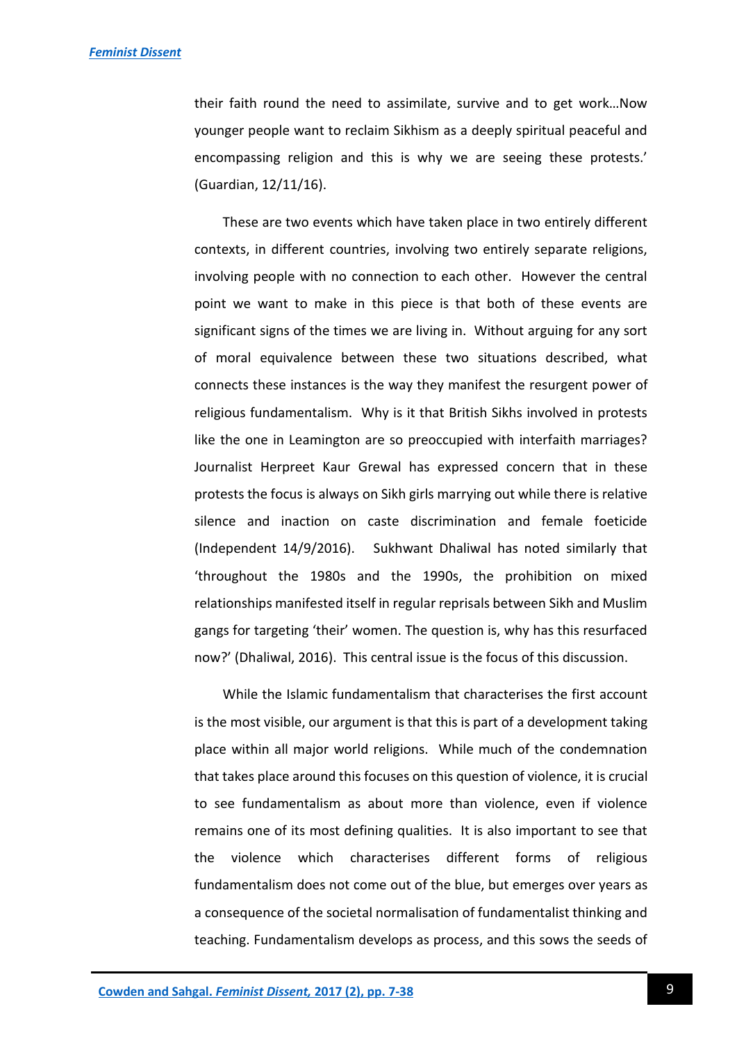their faith round the need to assimilate, survive and to get work…Now younger people want to reclaim Sikhism as a deeply spiritual peaceful and encompassing religion and this is why we are seeing these protests.' (Guardian, 12/11/16).

These are two events which have taken place in two entirely different contexts, in different countries, involving two entirely separate religions, involving people with no connection to each other. However the central point we want to make in this piece is that both of these events are significant signs of the times we are living in. Without arguing for any sort of moral equivalence between these two situations described, what connects these instances is the way they manifest the resurgent power of religious fundamentalism. Why is it that British Sikhs involved in protests like the one in Leamington are so preoccupied with interfaith marriages? Journalist Herpreet Kaur Grewal has expressed concern that in these protests the focus is always on Sikh girls marrying out while there is relative silence and inaction on caste discrimination and female foeticide (Independent 14/9/2016). Sukhwant Dhaliwal has noted similarly that 'throughout the 1980s and the 1990s, the prohibition on mixed relationships manifested itself in regular reprisals between Sikh and Muslim gangs for targeting 'their' women. The question is, why has this resurfaced now?' (Dhaliwal, 2016). This central issue is the focus of this discussion.

While the Islamic fundamentalism that characterises the first account is the most visible, our argument is that this is part of a development taking place within all major world religions. While much of the condemnation that takes place around this focuses on this question of violence, it is crucial to see fundamentalism as about more than violence, even if violence remains one of its most defining qualities. It is also important to see that the violence which characterises different forms of religious fundamentalism does not come out of the blue, but emerges over years as a consequence of the societal normalisation of fundamentalist thinking and teaching. Fundamentalism develops as process, and this sows the seeds of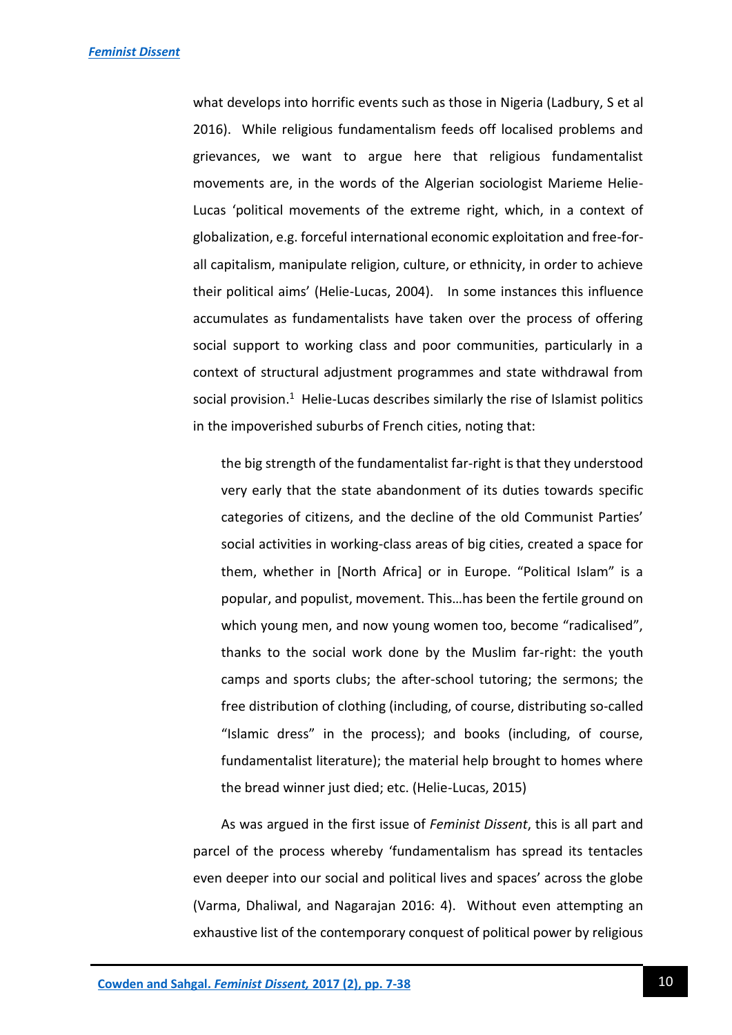what develops into horrific events such as those in Nigeria (Ladbury, S et al 2016). While religious fundamentalism feeds off localised problems and grievances, we want to argue here that religious fundamentalist movements are, in the words of the Algerian sociologist Marieme Helie-Lucas 'political movements of the extreme right, which, in a context of globalization, e.g. forceful international economic exploitation and free-for-all capitalism, manipulate religion, culture, or ethnicity, in order to achieve their political aims' (Helie-Lucas, 2004). In some instances this influence accumulates as fundamentalists have taken over the process of offering social support to working class and poor communities, particularly in a context of structural adjustment programmes and state withdrawal from social provision.[1] Helie-Lucas describes similarly the rise of Islamist politics in the impoverished suburbs of French cities, noting that:

> the big strength of the fundamentalist far-right is that they understood very early that the state abandonment of its duties towards specific categories of citizens, and the decline of the old Communist Parties' social activities in working-class areas of big cities, created a space for them, whether in [North Africa] or in Europe. "Political Islam" is a popular, and populist, movement. This…has been the fertile ground on which young men, and now young women too, become "radicalised", thanks to the social work done by the Muslim far-right: the youth camps and sports clubs; the after-school tutoring; the sermons; the free distribution of clothing (including, of course, distributing so-called "Islamic dress" in the process); and books (including, of course, fundamentalist literature); the material help brought to homes where the bread winner just died; etc. (Helie-Lucas, 2015)

As was argued in the first issue of *Feminist Dissent*, this is all part and parcel of the process whereby 'fundamentalism has spread its tentacles even deeper into our social and political lives and spaces' across the globe (Varma, Dhaliwal, and Nagarajan 2016: 4). Without even attempting an exhaustive list of the contemporary conquest of political power by religious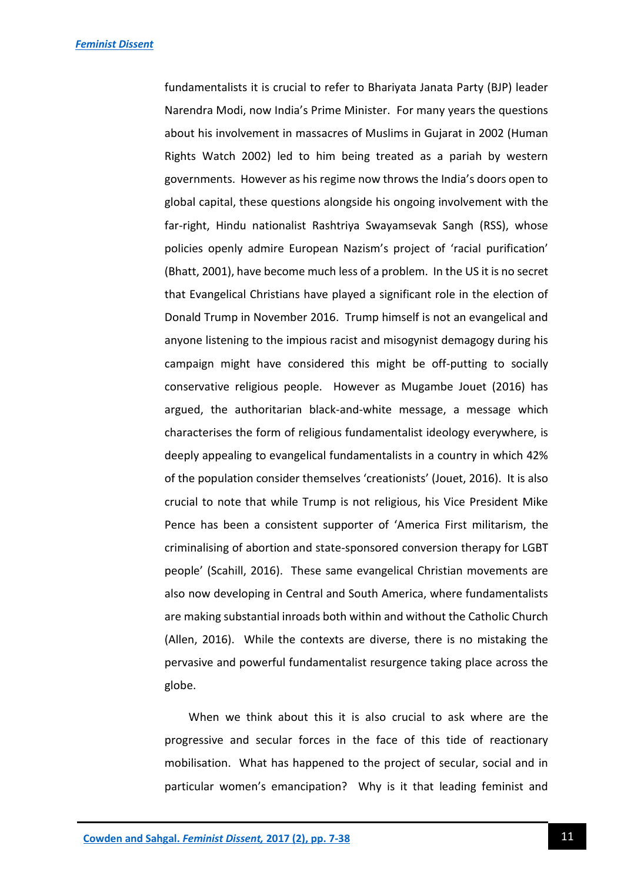fundamentalists it is crucial to refer to Bhariyata Janata Party (BJP) leader Narendra Modi, now India's Prime Minister. For many years the questions about his involvement in massacres of Muslims in Gujarat in 2002 (Human Rights Watch 2002) led to him being treated as a pariah by western governments. However as his regime now throws the India's doors open to global capital, these questions alongside his ongoing involvement with the far-right, Hindu nationalist Rashtriya Swayamsevak Sangh (RSS), whose policies openly admire European Nazism's project of 'racial purification' (Bhatt, 2001), have become much less of a problem. In the US it is no secret that Evangelical Christians have played a significant role in the election of Donald Trump in November 2016. Trump himself is not an evangelical and anyone listening to the impious racist and misogynist demagogy during his campaign might have considered this might be off-putting to socially conservative religious people. However as Mugambe Jouet (2016) has argued, the authoritarian black-and-white message, a message which characterises the form of religious fundamentalist ideology everywhere, is deeply appealing to evangelical fundamentalists in a country in which 42% of the population consider themselves 'creationists' (Jouet, 2016). It is also crucial to note that while Trump is not religious, his Vice President Mike Pence has been a consistent supporter of 'America First militarism, the criminalising of abortion and state-sponsored conversion therapy for LGBT people' (Scahill, 2016). These same evangelical Christian movements are also now developing in Central and South America, where fundamentalists are making substantial inroads both within and without the Catholic Church (Allen, 2016). While the contexts are diverse, there is no mistaking the pervasive and powerful fundamentalist resurgence taking place across the globe.

When we think about this it is also crucial to ask where are the progressive and secular forces in the face of this tide of reactionary mobilisation. What has happened to the project of secular, social and in particular women's emancipation? Why is it that leading feminist and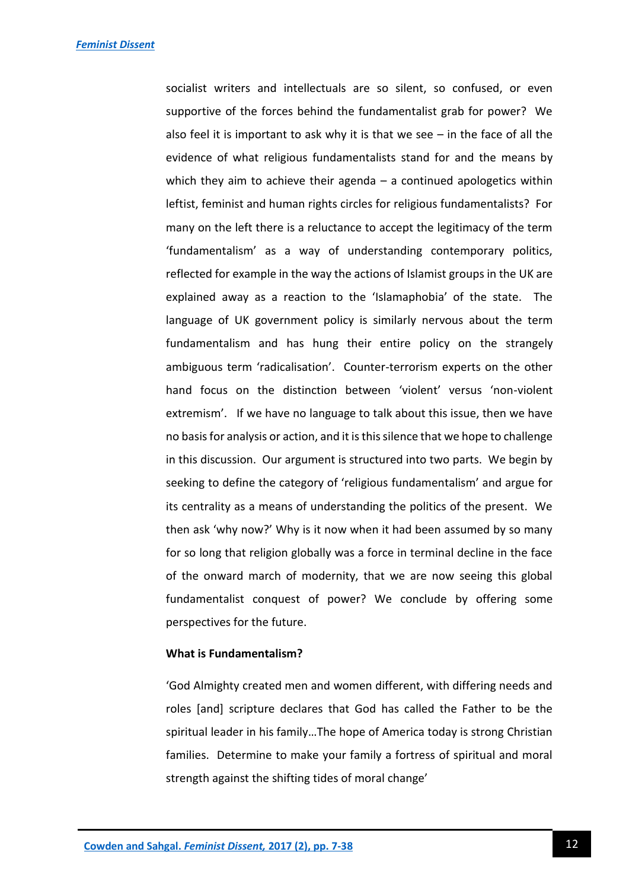socialist writers and intellectuals are so silent, so confused, or even supportive of the forces behind the fundamentalist grab for power? We also feel it is important to ask why it is that we see – in the face of all the evidence of what religious fundamentalists stand for and the means by which they aim to achieve their agenda – a continued apologetics within leftist, feminist and human rights circles for religious fundamentalists? For many on the left there is a reluctance to accept the legitimacy of the term 'fundamentalism' as a way of understanding contemporary politics, reflected for example in the way the actions of Islamist groups in the UK are explained away as a reaction to the 'Islamaphobia' of the state. The language of UK government policy is similarly nervous about the term fundamentalism and has hung their entire policy on the strangely ambiguous term 'radicalisation'. Counter-terrorism experts on the other hand focus on the distinction between 'violent' versus 'non-violent extremism'. If we have no language to talk about this issue, then we have no basis for analysis or action, and it is this silence that we hope to challenge in this discussion. Our argument is structured into two parts. We begin by seeking to define the category of 'religious fundamentalism' and argue for its centrality as a means of understanding the politics of the present. We then ask 'why now?' Why is it now when it had been assumed by so many for so long that religion globally was a force in terminal decline in the face of the onward march of modernity, that we are now seeing this global fundamentalist conquest of power? We conclude by offering some perspectives for the future.

**What is Fundamentalism?**

'God Almighty created men and women different, with differing needs and roles [and] scripture declares that God has called the Father to be the spiritual leader in his family…The hope of America today is strong Christian families. Determine to make your family a fortress of spiritual and moral strength against the shifting tides of moral change'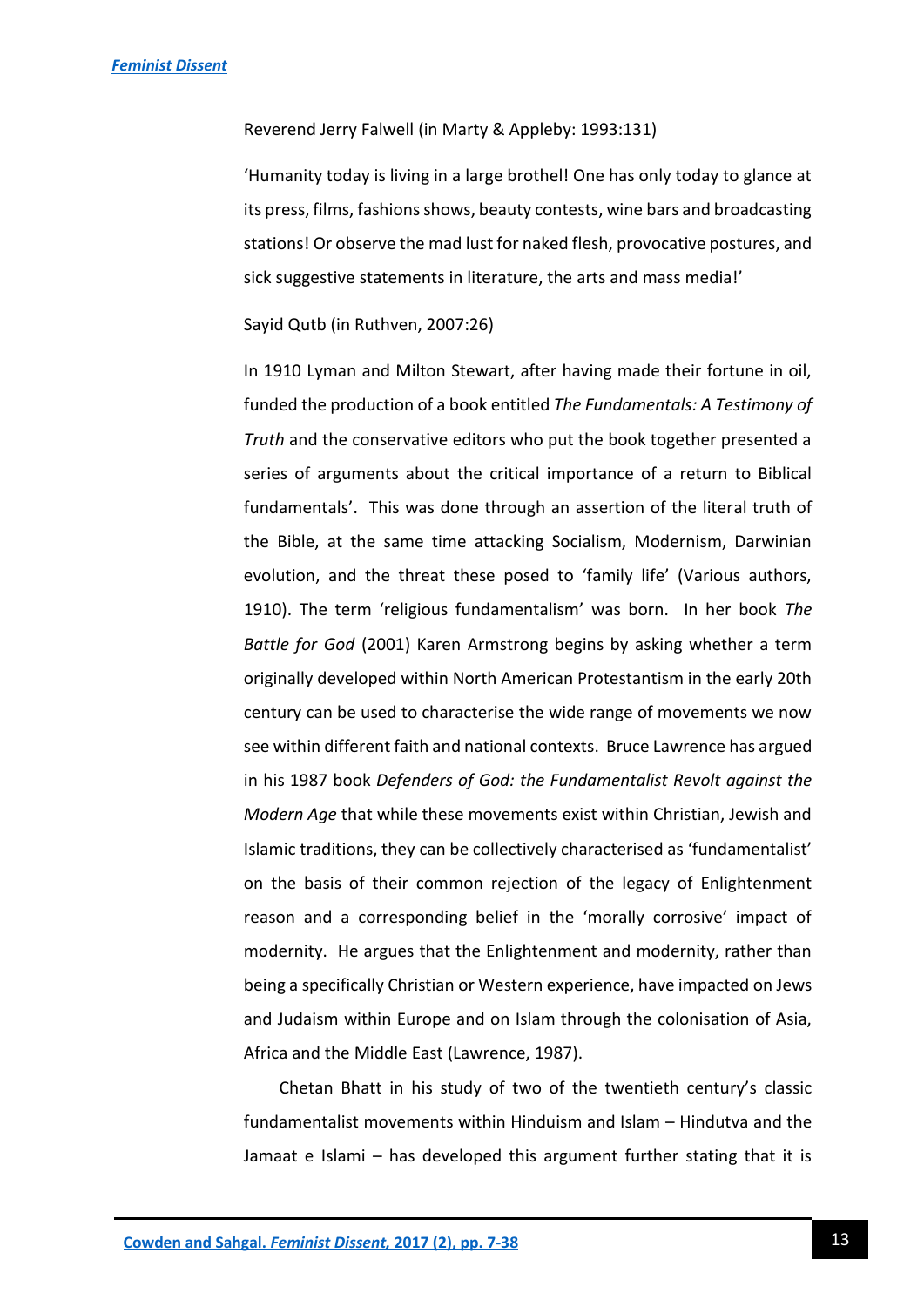Reverend Jerry Falwell (in Marty & Appleby: 1993:131)

'Humanity today is living in a large brothel! One has only today to glance at its press, films, fashions shows, beauty contests, wine bars and broadcasting stations! Or observe the mad lust for naked flesh, provocative postures, and sick suggestive statements in literature, the arts and mass media!'

Sayid Qutb (in Ruthven, 2007:26)

In 1910 Lyman and Milton Stewart, after having made their fortune in oil, funded the production of a book entitled *The Fundamentals: A Testimony of Truth* and the conservative editors who put the book together presented a series of arguments about the critical importance of a return to Biblical fundamentals'. This was done through an assertion of the literal truth of the Bible, at the same time attacking Socialism, Modernism, Darwinian evolution, and the threat these posed to 'family life' (Various authors, 1910). The term 'religious fundamentalism' was born. In her book *The Battle for God* (2001) Karen Armstrong begins by asking whether a term originally developed within North American Protestantism in the early 20th century can be used to characterise the wide range of movements we now see within different faith and national contexts. Bruce Lawrence has argued in his 1987 book *Defenders of God: the Fundamentalist Revolt against the Modern Age* that while these movements exist within Christian, Jewish and Islamic traditions, they can be collectively characterised as 'fundamentalist' on the basis of their common rejection of the legacy of Enlightenment reason and a corresponding belief in the 'morally corrosive' impact of modernity. He argues that the Enlightenment and modernity, rather than being a specifically Christian or Western experience, have impacted on Jews and Judaism within Europe and on Islam through the colonisation of Asia, Africa and the Middle East (Lawrence, 1987).

Chetan Bhatt in his study of two of the twentieth century's classic fundamentalist movements within Hinduism and Islam – Hindutva and the Jamaat e Islami – has developed this argument further stating that it is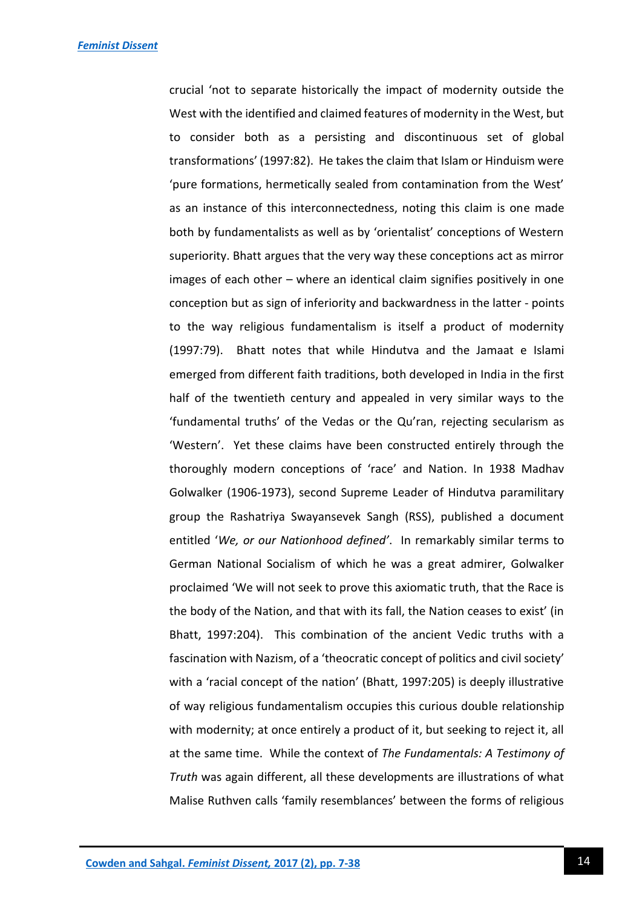crucial 'not to separate historically the impact of modernity outside the West with the identified and claimed features of modernity in the West, but to consider both as a persisting and discontinuous set of global transformations' (1997:82). He takes the claim that Islam or Hinduism were 'pure formations, hermetically sealed from contamination from the West' as an instance of this interconnectedness, noting this claim is one made both by fundamentalists as well as by 'orientalist' conceptions of Western superiority. Bhatt argues that the very way these conceptions act as mirror images of each other – where an identical claim signifies positively in one conception but as sign of inferiority and backwardness in the latter - points to the way religious fundamentalism is itself a product of modernity (1997:79). Bhatt notes that while Hindutva and the Jamaat e Islami emerged from different faith traditions, both developed in India in the first half of the twentieth century and appealed in very similar ways to the 'fundamental truths' of the Vedas or the Qu'ran, rejecting secularism as 'Western'. Yet these claims have been constructed entirely through the thoroughly modern conceptions of 'race' and Nation. In 1938 Madhav Golwalker (1906-1973), second Supreme Leader of Hindutva paramilitary group the Rashatriya Swayansevek Sangh (RSS), published a document entitled '*We, or our Nationhood defined'*. In remarkably similar terms to German National Socialism of which he was a great admirer, Golwalker proclaimed 'We will not seek to prove this axiomatic truth, that the Race is the body of the Nation, and that with its fall, the Nation ceases to exist' (in Bhatt, 1997:204). This combination of the ancient Vedic truths with a fascination with Nazism, of a 'theocratic concept of politics and civil society' with a 'racial concept of the nation' (Bhatt, 1997:205) is deeply illustrative of way religious fundamentalism occupies this curious double relationship with modernity; at once entirely a product of it, but seeking to reject it, all at the same time. While the context of *The Fundamentals: A Testimony of Truth* was again different, all these developments are illustrations of what Malise Ruthven calls 'family resemblances' between the forms of religious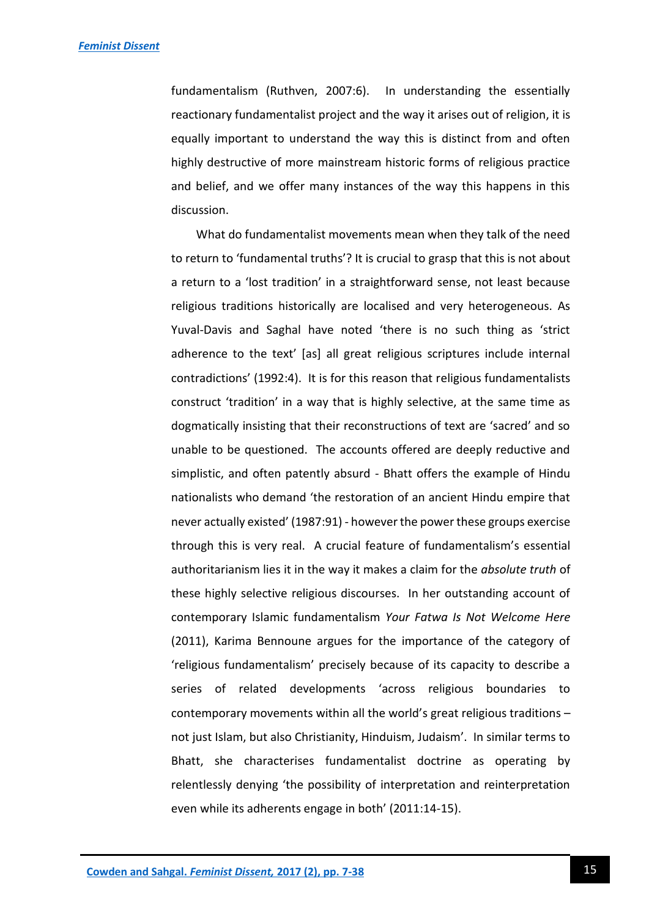fundamentalism (Ruthven, 2007:6). In understanding the essentially reactionary fundamentalist project and the way it arises out of religion, it is equally important to understand the way this is distinct from and often highly destructive of more mainstream historic forms of religious practice and belief, and we offer many instances of the way this happens in this discussion.

What do fundamentalist movements mean when they talk of the need to return to 'fundamental truths'? It is crucial to grasp that this is not about a return to a 'lost tradition' in a straightforward sense, not least because religious traditions historically are localised and very heterogeneous. As Yuval-Davis and Saghal have noted 'there is no such thing as 'strict adherence to the text' [as] all great religious scriptures include internal contradictions' (1992:4). It is for this reason that religious fundamentalists construct 'tradition' in a way that is highly selective, at the same time as dogmatically insisting that their reconstructions of text are 'sacred' and so unable to be questioned. The accounts offered are deeply reductive and simplistic, and often patently absurd - Bhatt offers the example of Hindu nationalists who demand 'the restoration of an ancient Hindu empire that never actually existed' (1987:91) - however the power these groups exercise through this is very real. A crucial feature of fundamentalism's essential authoritarianism lies it in the way it makes a claim for the *absolute truth* of these highly selective religious discourses. In her outstanding account of contemporary Islamic fundamentalism *Your Fatwa Is Not Welcome Here* (2011), Karima Bennoune argues for the importance of the category of 'religious fundamentalism' precisely because of its capacity to describe a series of related developments 'across religious boundaries to contemporary movements within all the world's great religious traditions – not just Islam, but also Christianity, Hinduism, Judaism'. In similar terms to Bhatt, she characterises fundamentalist doctrine as operating by relentlessly denying 'the possibility of interpretation and reinterpretation even while its adherents engage in both' (2011:14-15).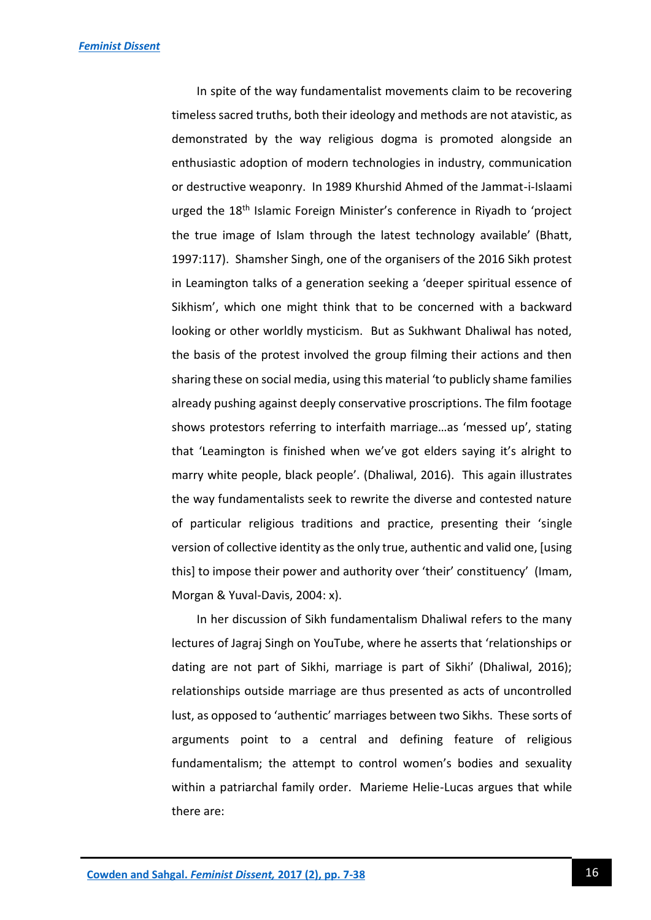In spite of the way fundamentalist movements claim to be recovering timeless sacred truths, both their ideology and methods are not atavistic, as demonstrated by the way religious dogma is promoted alongside an enthusiastic adoption of modern technologies in industry, communication or destructive weaponry. In 1989 Khurshid Ahmed of the Jammat-i-Islaami urged the 18th Islamic Foreign Minister's conference in Riyadh to 'project the true image of Islam through the latest technology available' (Bhatt, 1997:117). Shamsher Singh, one of the organisers of the 2016 Sikh protest in Leamington talks of a generation seeking a 'deeper spiritual essence of Sikhism', which one might think that to be concerned with a backward looking or other worldly mysticism. But as Sukhwant Dhaliwal has noted, the basis of the protest involved the group filming their actions and then sharing these on social media, using this material 'to publicly shame families already pushing against deeply conservative proscriptions. The film footage shows protestors referring to interfaith marriage…as 'messed up', stating that 'Leamington is finished when we've got elders saying it's alright to marry white people, black people'. (Dhaliwal, 2016). This again illustrates the way fundamentalists seek to rewrite the diverse and contested nature of particular religious traditions and practice, presenting their 'single version of collective identity as the only true, authentic and valid one, [using this] to impose their power and authority over 'their' constituency' (Imam, Morgan & Yuval-Davis, 2004: x).

In her discussion of Sikh fundamentalism Dhaliwal refers to the many lectures of Jagraj Singh on YouTube, where he asserts that 'relationships or dating are not part of Sikhi, marriage is part of Sikhi' (Dhaliwal, 2016); relationships outside marriage are thus presented as acts of uncontrolled lust, as opposed to 'authentic' marriages between two Sikhs. These sorts of arguments point to a central and defining feature of religious fundamentalism; the attempt to control women's bodies and sexuality within a patriarchal family order. Marieme Helie-Lucas argues that while there are: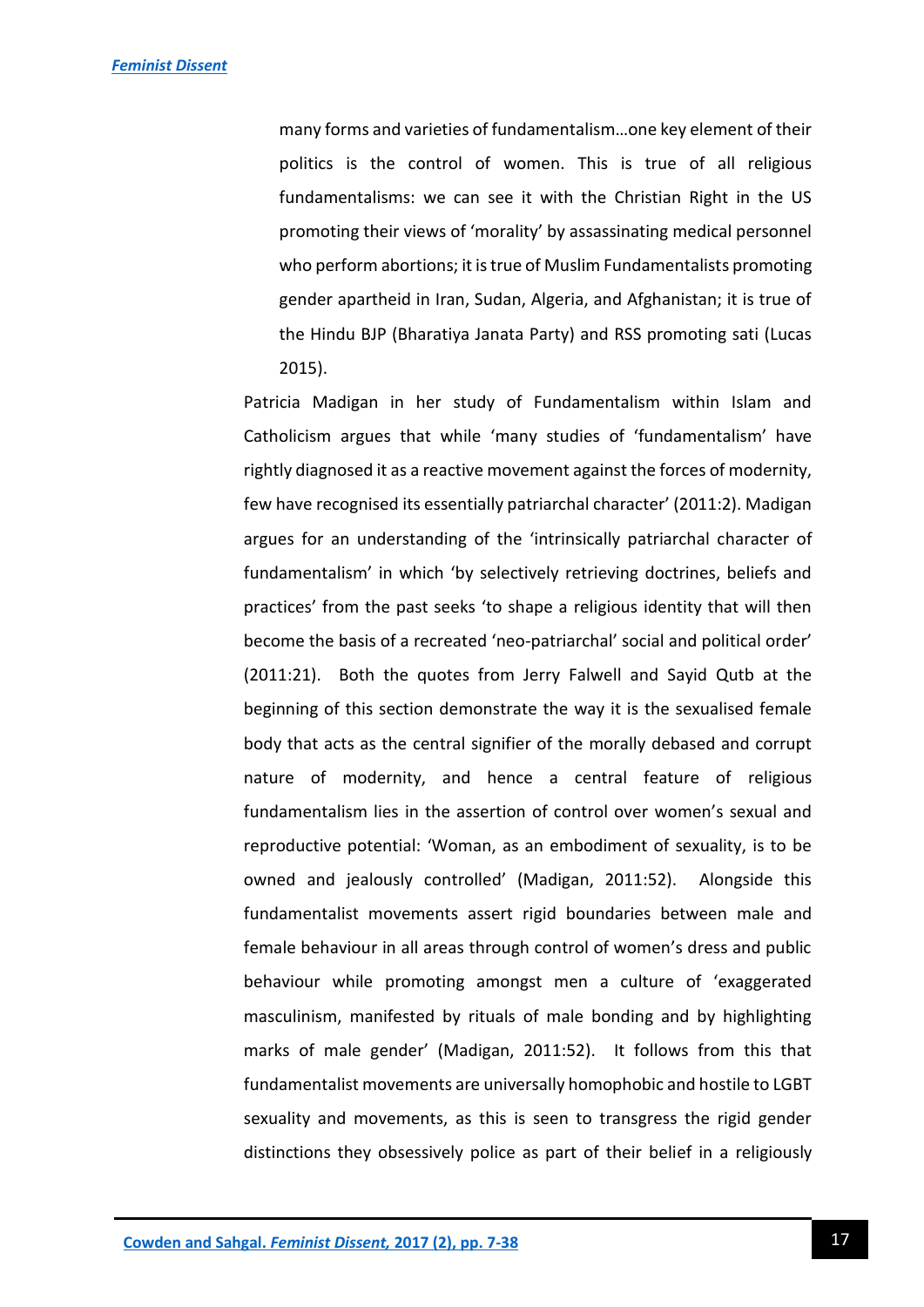> many forms and varieties of fundamentalism…one key element of their politics is the control of women. This is true of all religious fundamentalisms: we can see it with the Christian Right in the US promoting their views of 'morality' by assassinating medical personnel who perform abortions; it is true of Muslim Fundamentalists promoting gender apartheid in Iran, Sudan, Algeria, and Afghanistan; it is true of the Hindu BJP (Bharatiya Janata Party) and RSS promoting sati (Lucas 2015).

Patricia Madigan in her study of Fundamentalism within Islam and Catholicism argues that while 'many studies of 'fundamentalism' have rightly diagnosed it as a reactive movement against the forces of modernity, few have recognised its essentially patriarchal character' (2011:2). Madigan argues for an understanding of the 'intrinsically patriarchal character of fundamentalism' in which 'by selectively retrieving doctrines, beliefs and practices' from the past seeks 'to shape a religious identity that will then become the basis of a recreated 'neo-patriarchal' social and political order' (2011:21). Both the quotes from Jerry Falwell and Sayid Qutb at the beginning of this section demonstrate the way it is the sexualised female body that acts as the central signifier of the morally debased and corrupt nature of modernity, and hence a central feature of religious fundamentalism lies in the assertion of control over women's sexual and reproductive potential: 'Woman, as an embodiment of sexuality, is to be owned and jealously controlled' (Madigan, 2011:52). Alongside this fundamentalist movements assert rigid boundaries between male and female behaviour in all areas through control of women's dress and public behaviour while promoting amongst men a culture of 'exaggerated masculinism, manifested by rituals of male bonding and by highlighting marks of male gender' (Madigan, 2011:52). It follows from this that fundamentalist movements are universally homophobic and hostile to LGBT sexuality and movements, as this is seen to transgress the rigid gender distinctions they obsessively police as part of their belief in a religiously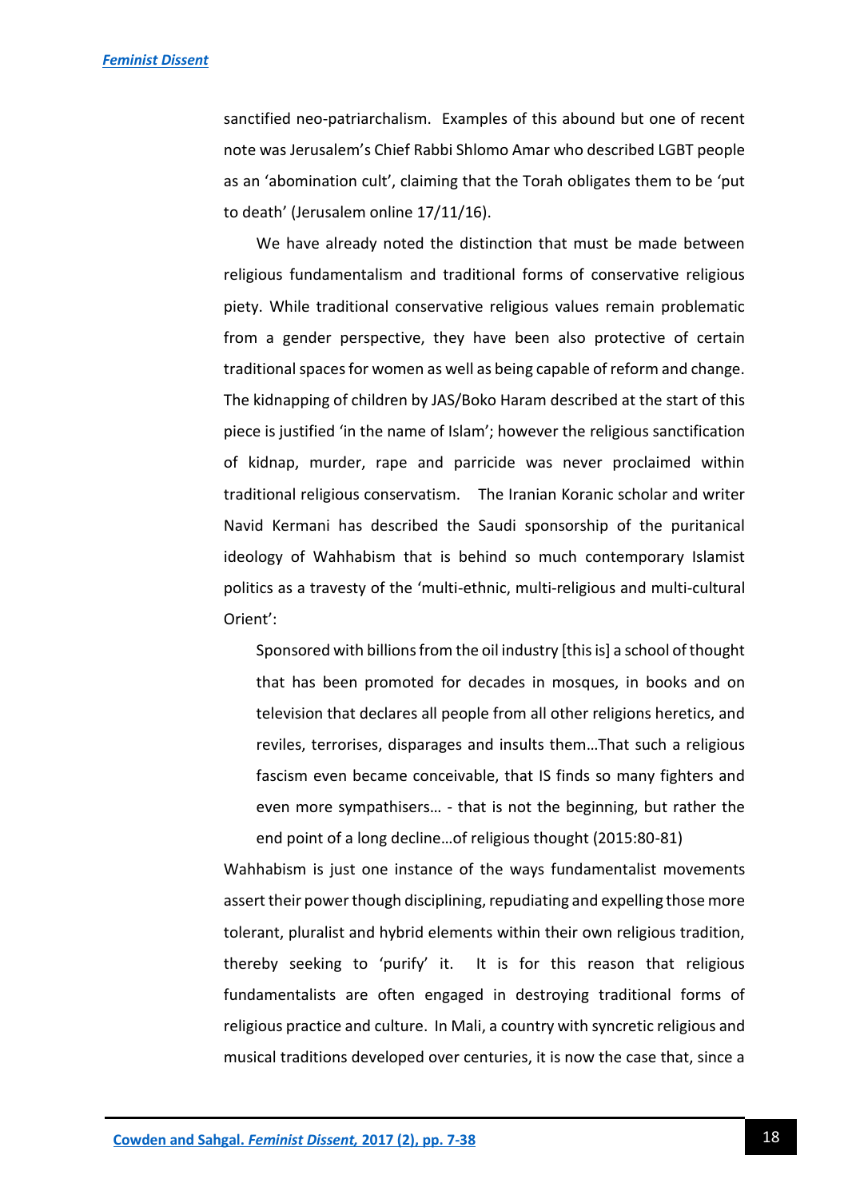sanctified neo-patriarchalism. Examples of this abound but one of recent note was Jerusalem's Chief Rabbi Shlomo Amar who described LGBT people as an 'abomination cult', claiming that the Torah obligates them to be 'put to death' (Jerusalem online 17/11/16).

We have already noted the distinction that must be made between religious fundamentalism and traditional forms of conservative religious piety. While traditional conservative religious values remain problematic from a gender perspective, they have been also protective of certain traditional spaces for women as well as being capable of reform and change. The kidnapping of children by JAS/Boko Haram described at the start of this piece is justified 'in the name of Islam'; however the religious sanctification of kidnap, murder, rape and parricide was never proclaimed within traditional religious conservatism. The Iranian Koranic scholar and writer Navid Kermani has described the Saudi sponsorship of the puritanical ideology of Wahhabism that is behind so much contemporary Islamist politics as a travesty of the 'multi-ethnic, multi-religious and multi-cultural Orient':

> Sponsored with billions from the oil industry [this is] a school of thought that has been promoted for decades in mosques, in books and on television that declares all people from all other religions heretics, and reviles, terrorises, disparages and insults them…That such a religious fascism even became conceivable, that IS finds so many fighters and even more sympathisers… - that is not the beginning, but rather the end point of a long decline…of religious thought (2015:80-81)

Wahhabism is just one instance of the ways fundamentalist movements assert their power though disciplining, repudiating and expelling those more tolerant, pluralist and hybrid elements within their own religious tradition, thereby seeking to 'purify' it. It is for this reason that religious fundamentalists are often engaged in destroying traditional forms of religious practice and culture. In Mali, a country with syncretic religious and musical traditions developed over centuries, it is now the case that, since a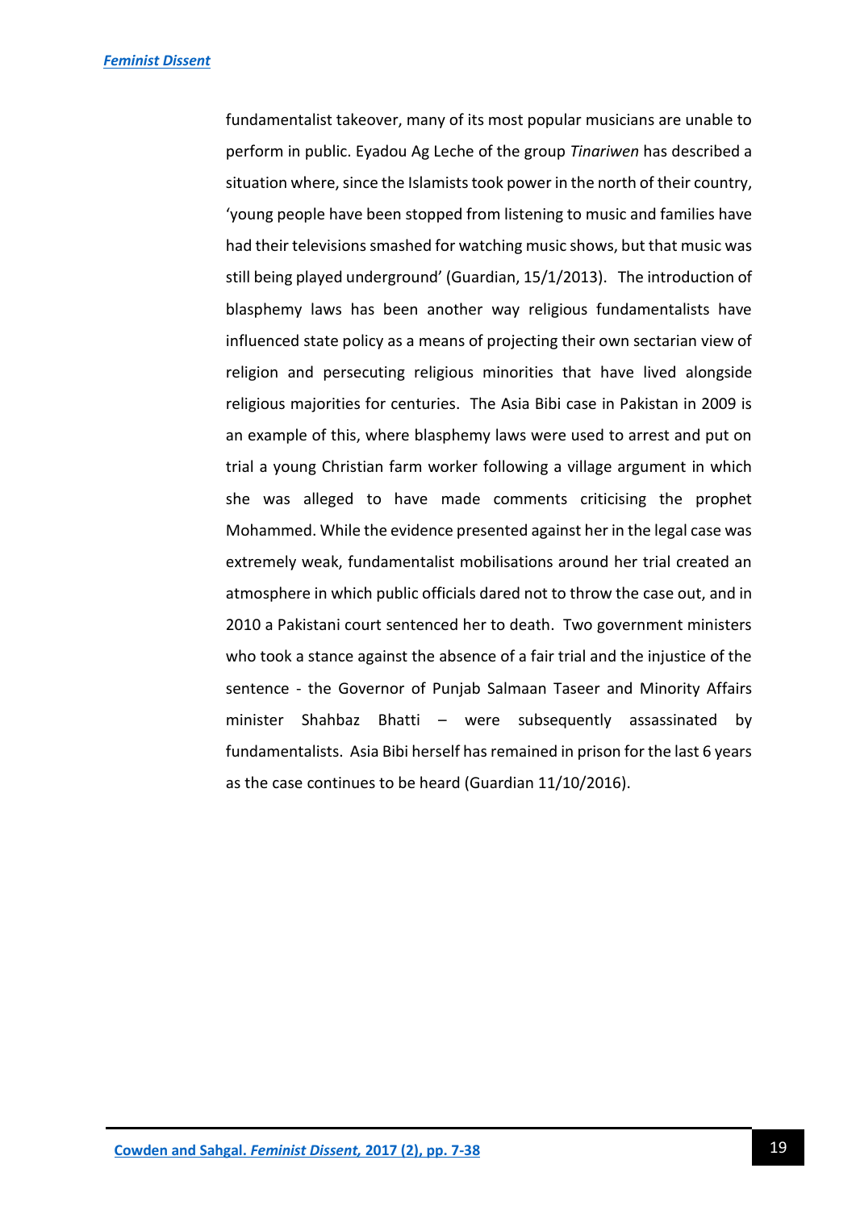fundamentalist takeover, many of its most popular musicians are unable to perform in public. Eyadou Ag Leche of the group *Tinariwen* has described a situation where, since the Islamists took power in the north of their country, 'young people have been stopped from listening to music and families have had their televisions smashed for watching music shows, but that music was still being played underground' (Guardian, 15/1/2013). The introduction of blasphemy laws has been another way religious fundamentalists have influenced state policy as a means of projecting their own sectarian view of religion and persecuting religious minorities that have lived alongside religious majorities for centuries. The Asia Bibi case in Pakistan in 2009 is an example of this, where blasphemy laws were used to arrest and put on trial a young Christian farm worker following a village argument in which she was alleged to have made comments criticising the prophet Mohammed. While the evidence presented against her in the legal case was extremely weak, fundamentalist mobilisations around her trial created an atmosphere in which public officials dared not to throw the case out, and in 2010 a Pakistani court sentenced her to death. Two government ministers who took a stance against the absence of a fair trial and the injustice of the sentence - the Governor of Punjab Salmaan Taseer and Minority Affairs minister Shahbaz Bhatti – were subsequently assassinated by fundamentalists. Asia Bibi herself has remained in prison for the last 6 years as the case continues to be heard (Guardian 11/10/2016).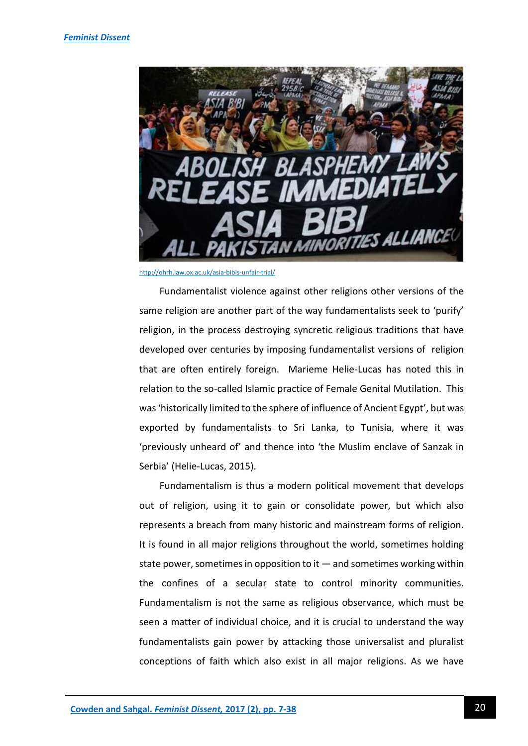http://ohrh.law.ox.ac.uk/asia-bibis-unfair-trial/

Fundamentalist violence against other religions other versions of the same religion are another part of the way fundamentalists seek to 'purify' religion, in the process destroying syncretic religious traditions that have developed over centuries by imposing fundamentalist versions of religion that are often entirely foreign. Marieme Helie-Lucas has noted this in relation to the so-called Islamic practice of Female Genital Mutilation. This was 'historically limited to the sphere of influence of Ancient Egypt', but was exported by fundamentalists to Sri Lanka, to Tunisia, where it was 'previously unheard of' and thence into 'the Muslim enclave of Sanzak in Serbia' (Helie-Lucas, 2015).

Fundamentalism is thus a modern political movement that develops out of religion, using it to gain or consolidate power, but which also represents a breach from many historic and mainstream forms of religion. It is found in all major religions throughout the world, sometimes holding state power, sometimes in opposition to it — and sometimes working within the confines of a secular state to control minority communities. Fundamentalism is not the same as religious observance, which must be seen a matter of individual choice, and it is crucial to understand the way fundamentalists gain power by attacking those universalist and pluralist conceptions of faith which also exist in all major religions. As we have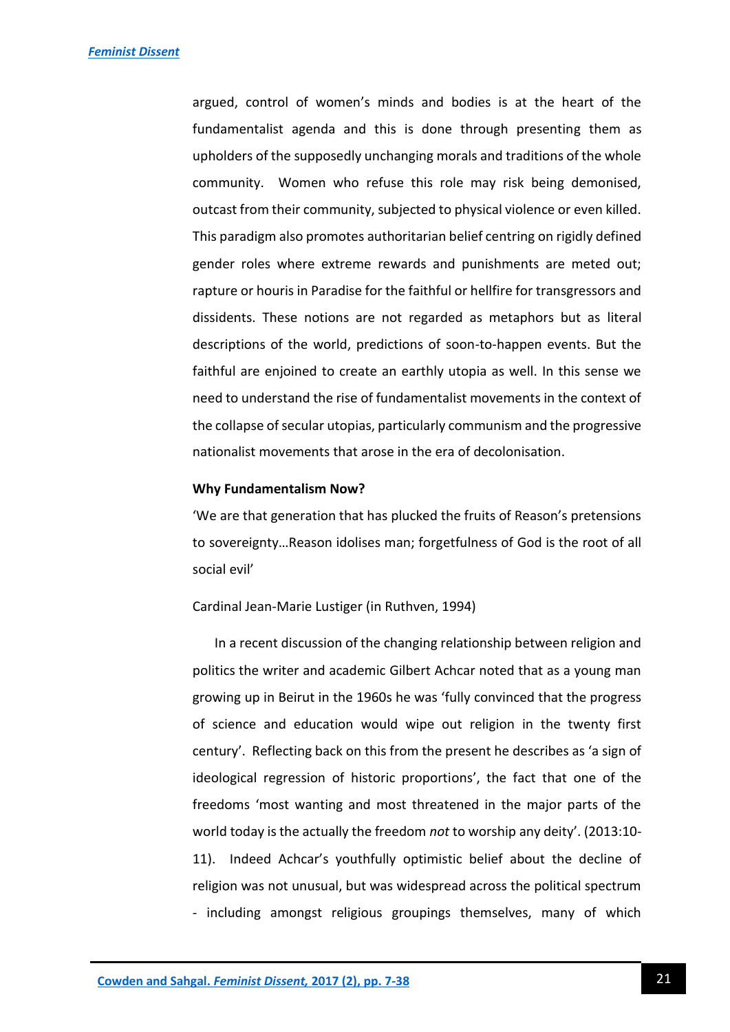argued, control of women's minds and bodies is at the heart of the fundamentalist agenda and this is done through presenting them as upholders of the supposedly unchanging morals and traditions of the whole community. Women who refuse this role may risk being demonised, outcast from their community, subjected to physical violence or even killed. This paradigm also promotes authoritarian belief centring on rigidly defined gender roles where extreme rewards and punishments are meted out; rapture or houris in Paradise for the faithful or hellfire for transgressors and dissidents. These notions are not regarded as metaphors but as literal descriptions of the world, predictions of soon-to-happen events. But the faithful are enjoined to create an earthly utopia as well. In this sense we need to understand the rise of fundamentalist movements in the context of the collapse of secular utopias, particularly communism and the progressive nationalist movements that arose in the era of decolonisation.

**Why Fundamentalism Now?**

'We are that generation that has plucked the fruits of Reason's pretensions to sovereignty…Reason idolises man; forgetfulness of God is the root of all social evil'

Cardinal Jean-Marie Lustiger (in Ruthven, 1994)

In a recent discussion of the changing relationship between religion and politics the writer and academic Gilbert Achcar noted that as a young man growing up in Beirut in the 1960s he was 'fully convinced that the progress of science and education would wipe out religion in the twenty first century'. Reflecting back on this from the present he describes as 'a sign of ideological regression of historic proportions', the fact that one of the freedoms 'most wanting and most threatened in the major parts of the world today is the actually the freedom *not* to worship any deity'. (2013:10-11). Indeed Achcar's youthfully optimistic belief about the decline of religion was not unusual, but was widespread across the political spectrum - including amongst religious groupings themselves, many of which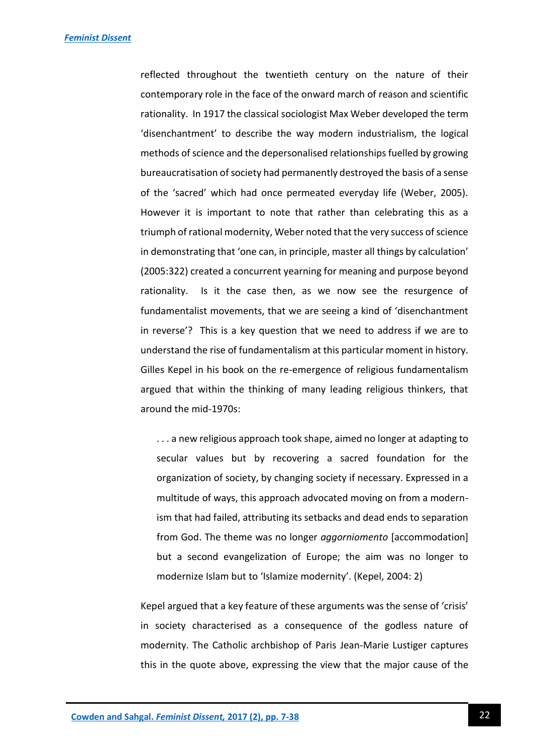reflected throughout the twentieth century on the nature of their contemporary role in the face of the onward march of reason and scientific rationality. In 1917 the classical sociologist Max Weber developed the term 'disenchantment' to describe the way modern industrialism, the logical methods of science and the depersonalised relationships fuelled by growing bureaucratisation of society had permanently destroyed the basis of a sense of the 'sacred' which had once permeated everyday life (Weber, 2005). However it is important to note that rather than celebrating this as a triumph of rational modernity, Weber noted that the very success of science in demonstrating that 'one can, in principle, master all things by calculation' (2005:322) created a concurrent yearning for meaning and purpose beyond rationality. Is it the case then, as we now see the resurgence of fundamentalist movements, that we are seeing a kind of 'disenchantment in reverse'? This is a key question that we need to address if we are to understand the rise of fundamentalism at this particular moment in history. Gilles Kepel in his book on the re-emergence of religious fundamentalism argued that within the thinking of many leading religious thinkers, that around the mid-1970s:

> . . . a new religious approach took shape, aimed no longer at adapting to secular values but by recovering a sacred foundation for the organization of society, by changing society if necessary. Expressed in a multitude of ways, this approach advocated moving on from a modern-ism that had failed, attributing its setbacks and dead ends to separation from God. The theme was no longer *aggorniomento* [accommodation] but a second evangelization of Europe; the aim was no longer to modernize Islam but to 'Islamize modernity'. (Kepel, 2004: 2)

Kepel argued that a key feature of these arguments was the sense of 'crisis' in society characterised as a consequence of the godless nature of modernity. The Catholic archbishop of Paris Jean-Marie Lustiger captures this in the quote above, expressing the view that the major cause of the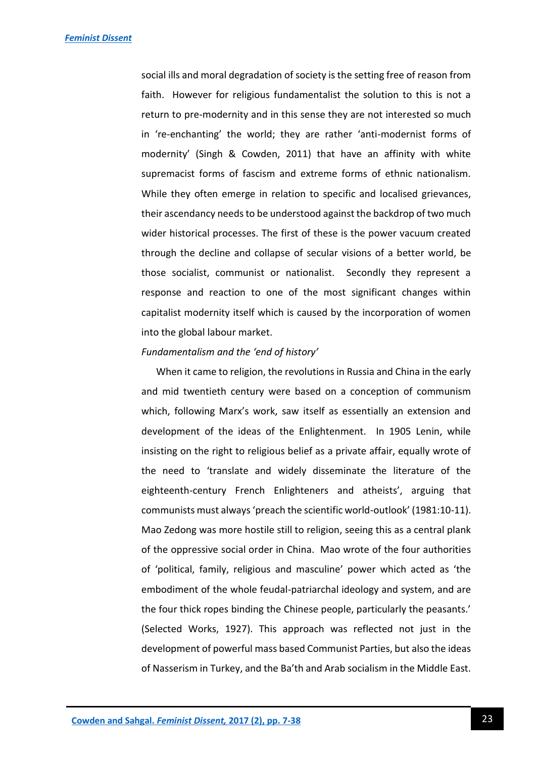social ills and moral degradation of society is the setting free of reason from faith. However for religious fundamentalist the solution to this is not a return to pre-modernity and in this sense they are not interested so much in 're-enchanting' the world; they are rather 'anti-modernist forms of modernity' (Singh & Cowden, 2011) that have an affinity with white supremacist forms of fascism and extreme forms of ethnic nationalism. While they often emerge in relation to specific and localised grievances, their ascendancy needs to be understood against the backdrop of two much wider historical processes. The first of these is the power vacuum created through the decline and collapse of secular visions of a better world, be those socialist, communist or nationalist. Secondly they represent a response and reaction to one of the most significant changes within capitalist modernity itself which is caused by the incorporation of women into the global labour market.

*Fundamentalism and the 'end of history'*

When it came to religion, the revolutions in Russia and China in the early and mid twentieth century were based on a conception of communism which, following Marx's work, saw itself as essentially an extension and development of the ideas of the Enlightenment. In 1905 Lenin, while insisting on the right to religious belief as a private affair, equally wrote of the need to 'translate and widely disseminate the literature of the eighteenth-century French Enlighteners and atheists', arguing that communists must always 'preach the scientific world-outlook' (1981:10-11). Mao Zedong was more hostile still to religion, seeing this as a central plank of the oppressive social order in China. Mao wrote of the four authorities of 'political, family, religious and masculine' power which acted as 'the embodiment of the whole feudal-patriarchal ideology and system, and are the four thick ropes binding the Chinese people, particularly the peasants.' (Selected Works, 1927). This approach was reflected not just in the development of powerful mass based Communist Parties, but also the ideas of Nasserism in Turkey, and the Ba'th and Arab socialism in the Middle East.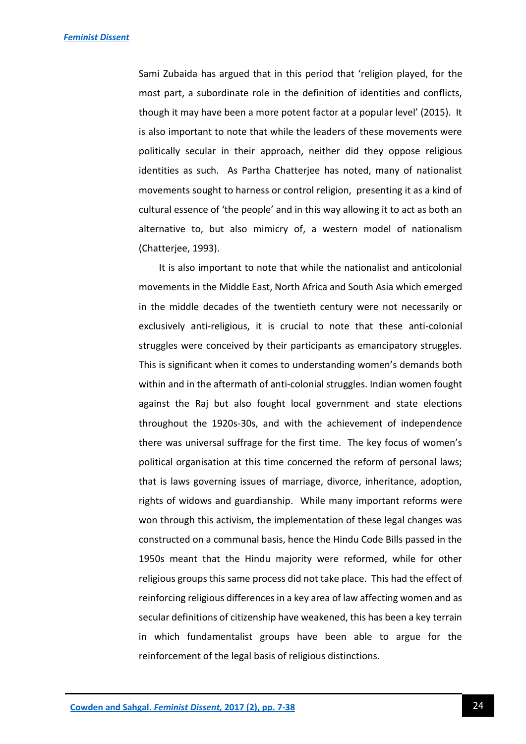Sami Zubaida has argued that in this period that 'religion played, for the most part, a subordinate role in the definition of identities and conflicts, though it may have been a more potent factor at a popular level' (2015). It is also important to note that while the leaders of these movements were politically secular in their approach, neither did they oppose religious identities as such. As Partha Chatterjee has noted, many of nationalist movements sought to harness or control religion, presenting it as a kind of cultural essence of 'the people' and in this way allowing it to act as both an alternative to, but also mimicry of, a western model of nationalism (Chatterjee, 1993).

It is also important to note that while the nationalist and anticolonial movements in the Middle East, North Africa and South Asia which emerged in the middle decades of the twentieth century were not necessarily or exclusively anti-religious, it is crucial to note that these anti-colonial struggles were conceived by their participants as emancipatory struggles. This is significant when it comes to understanding women's demands both within and in the aftermath of anti-colonial struggles. Indian women fought against the Raj but also fought local government and state elections throughout the 1920s-30s, and with the achievement of independence there was universal suffrage for the first time. The key focus of women's political organisation at this time concerned the reform of personal laws; that is laws governing issues of marriage, divorce, inheritance, adoption, rights of widows and guardianship. While many important reforms were won through this activism, the implementation of these legal changes was constructed on a communal basis, hence the Hindu Code Bills passed in the 1950s meant that the Hindu majority were reformed, while for other religious groups this same process did not take place. This had the effect of reinforcing religious differences in a key area of law affecting women and as secular definitions of citizenship have weakened, this has been a key terrain in which fundamentalist groups have been able to argue for the reinforcement of the legal basis of religious distinctions.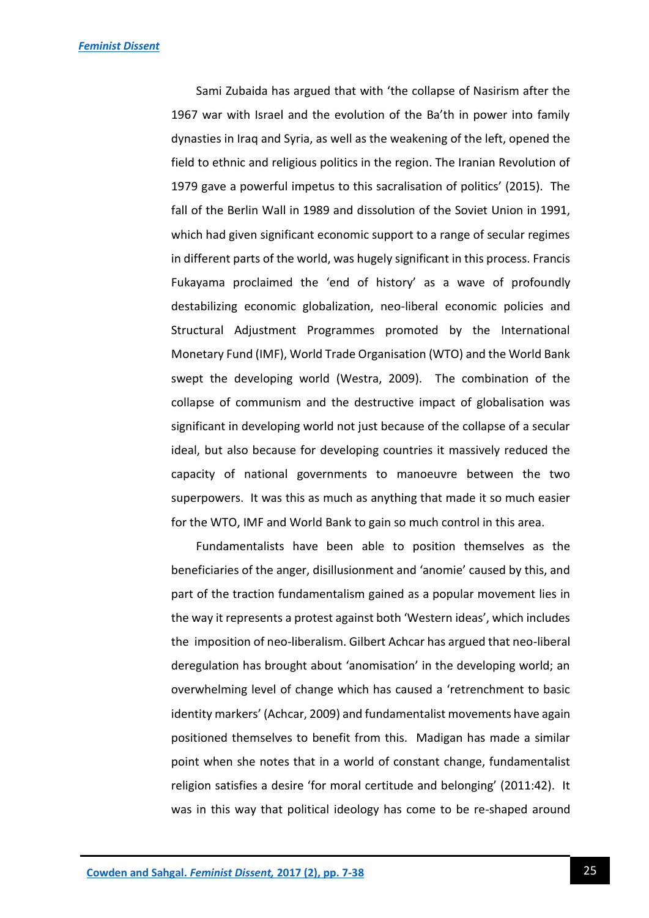Sami Zubaida has argued that with 'the collapse of Nasirism after the 1967 war with Israel and the evolution of the Ba'th in power into family dynasties in Iraq and Syria, as well as the weakening of the left, opened the field to ethnic and religious politics in the region. The Iranian Revolution of 1979 gave a powerful impetus to this sacralisation of politics' (2015). The fall of the Berlin Wall in 1989 and dissolution of the Soviet Union in 1991, which had given significant economic support to a range of secular regimes in different parts of the world, was hugely significant in this process. Francis Fukayama proclaimed the 'end of history' as a wave of profoundly destabilizing economic globalization, neo-liberal economic policies and Structural Adjustment Programmes promoted by the International Monetary Fund (IMF), World Trade Organisation (WTO) and the World Bank swept the developing world (Westra, 2009). The combination of the collapse of communism and the destructive impact of globalisation was significant in developing world not just because of the collapse of a secular ideal, but also because for developing countries it massively reduced the capacity of national governments to manoeuvre between the two superpowers. It was this as much as anything that made it so much easier for the WTO, IMF and World Bank to gain so much control in this area.

Fundamentalists have been able to position themselves as the beneficiaries of the anger, disillusionment and 'anomie' caused by this, and part of the traction fundamentalism gained as a popular movement lies in the way it represents a protest against both 'Western ideas', which includes the imposition of neo-liberalism. Gilbert Achcar has argued that neo-liberal deregulation has brought about 'anomisation' in the developing world; an overwhelming level of change which has caused a 'retrenchment to basic identity markers' (Achcar, 2009) and fundamentalist movements have again positioned themselves to benefit from this. Madigan has made a similar point when she notes that in a world of constant change, fundamentalist religion satisfies a desire 'for moral certitude and belonging' (2011:42). It was in this way that political ideology has come to be re-shaped around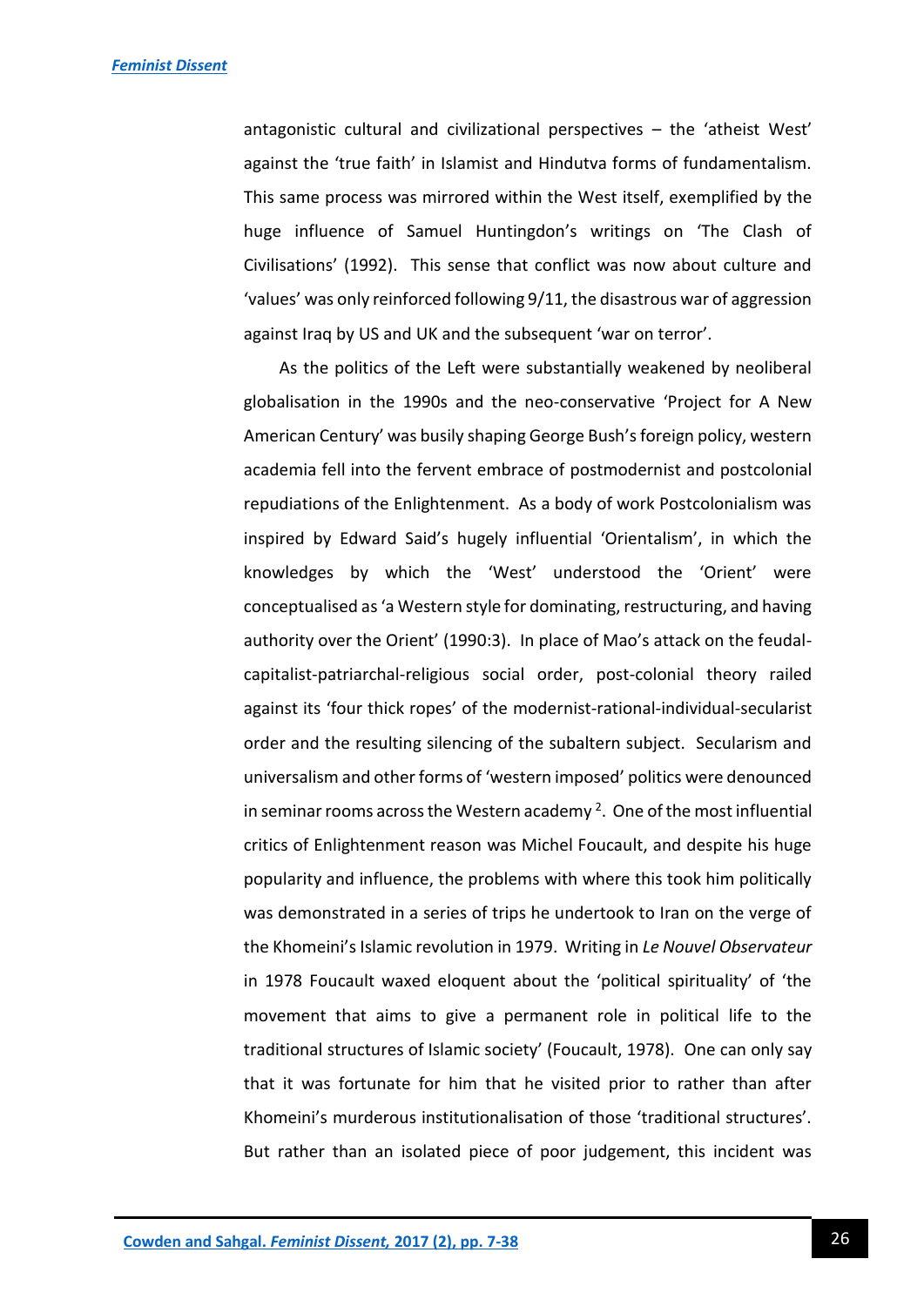antagonistic cultural and civilizational perspectives – the 'atheist West' against the 'true faith' in Islamist and Hindutva forms of fundamentalism. This same process was mirrored within the West itself, exemplified by the huge influence of Samuel Huntingdon's writings on 'The Clash of Civilisations' (1992). This sense that conflict was now about culture and 'values' was only reinforced following 9/11, the disastrous war of aggression against Iraq by US and UK and the subsequent 'war on terror'.

As the politics of the Left were substantially weakened by neoliberal globalisation in the 1990s and the neo-conservative 'Project for A New American Century' was busily shaping George Bush's foreign policy, western academia fell into the fervent embrace of postmodernist and postcolonial repudiations of the Enlightenment. As a body of work Postcolonialism was inspired by Edward Said's hugely influential 'Orientalism', in which the knowledges by which the 'West' understood the 'Orient' were conceptualised as 'a Western style for dominating, restructuring, and having authority over the Orient' (1990:3). In place of Mao's attack on the feudal-capitalist-patriarchal-religious social order, post-colonial theory railed against its 'four thick ropes' of the modernist-rational-individual-secularist order and the resulting silencing of the subaltern subject. Secularism and universalism and other forms of 'western imposed' politics were denounced in seminar rooms across the Western academy [2]. One of the most influential critics of Enlightenment reason was Michel Foucault, and despite his huge popularity and influence, the problems with where this took him politically was demonstrated in a series of trips he undertook to Iran on the verge of the Khomeini's Islamic revolution in 1979. Writing in *Le Nouvel Observateur* in 1978 Foucault waxed eloquent about the 'political spirituality' of 'the movement that aims to give a permanent role in political life to the traditional structures of Islamic society' (Foucault, 1978). One can only say that it was fortunate for him that he visited prior to rather than after Khomeini's murderous institutionalisation of those 'traditional structures'. But rather than an isolated piece of poor judgement, this incident was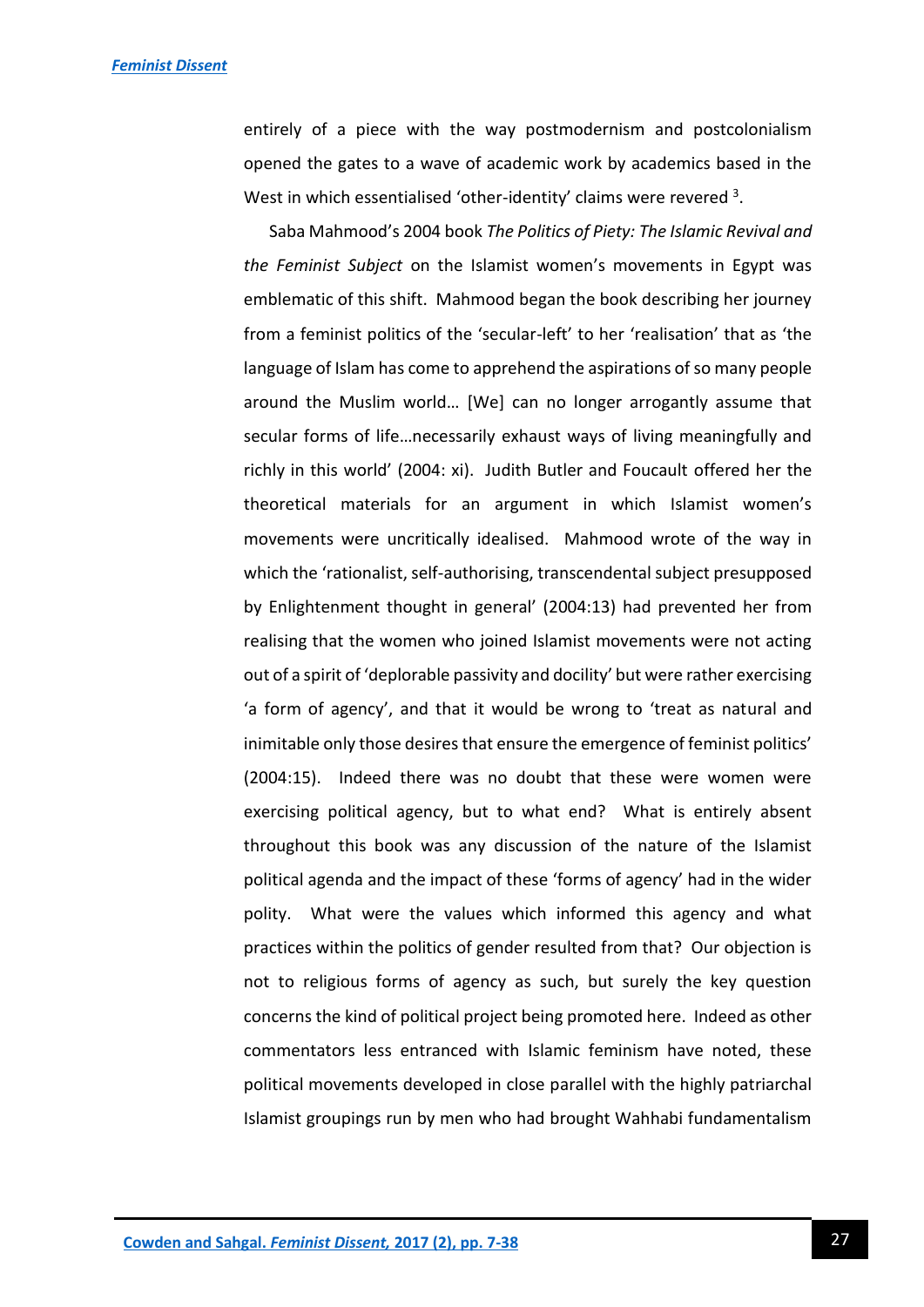entirely of a piece with the way postmodernism and postcolonialism opened the gates to a wave of academic work by academics based in the West in which essentialised 'other-identity' claims were revered [3].

Saba Mahmood's 2004 book *The Politics of Piety: The Islamic Revival and the Feminist Subject* on the Islamist women's movements in Egypt was emblematic of this shift. Mahmood began the book describing her journey from a feminist politics of the 'secular-left' to her 'realisation' that as 'the language of Islam has come to apprehend the aspirations of so many people around the Muslim world… [We] can no longer arrogantly assume that secular forms of life…necessarily exhaust ways of living meaningfully and richly in this world' (2004: xi). Judith Butler and Foucault offered her the theoretical materials for an argument in which Islamist women's movements were uncritically idealised. Mahmood wrote of the way in which the 'rationalist, self-authorising, transcendental subject presupposed by Enlightenment thought in general' (2004:13) had prevented her from realising that the women who joined Islamist movements were not acting out of a spirit of 'deplorable passivity and docility' but were rather exercising 'a form of agency', and that it would be wrong to 'treat as natural and inimitable only those desires that ensure the emergence of feminist politics' (2004:15). Indeed there was no doubt that these were women were exercising political agency, but to what end? What is entirely absent throughout this book was any discussion of the nature of the Islamist political agenda and the impact of these 'forms of agency' had in the wider polity. What were the values which informed this agency and what practices within the politics of gender resulted from that? Our objection is not to religious forms of agency as such, but surely the key question concerns the kind of political project being promoted here. Indeed as other commentators less entranced with Islamic feminism have noted, these political movements developed in close parallel with the highly patriarchal Islamist groupings run by men who had brought Wahhabi fundamentalism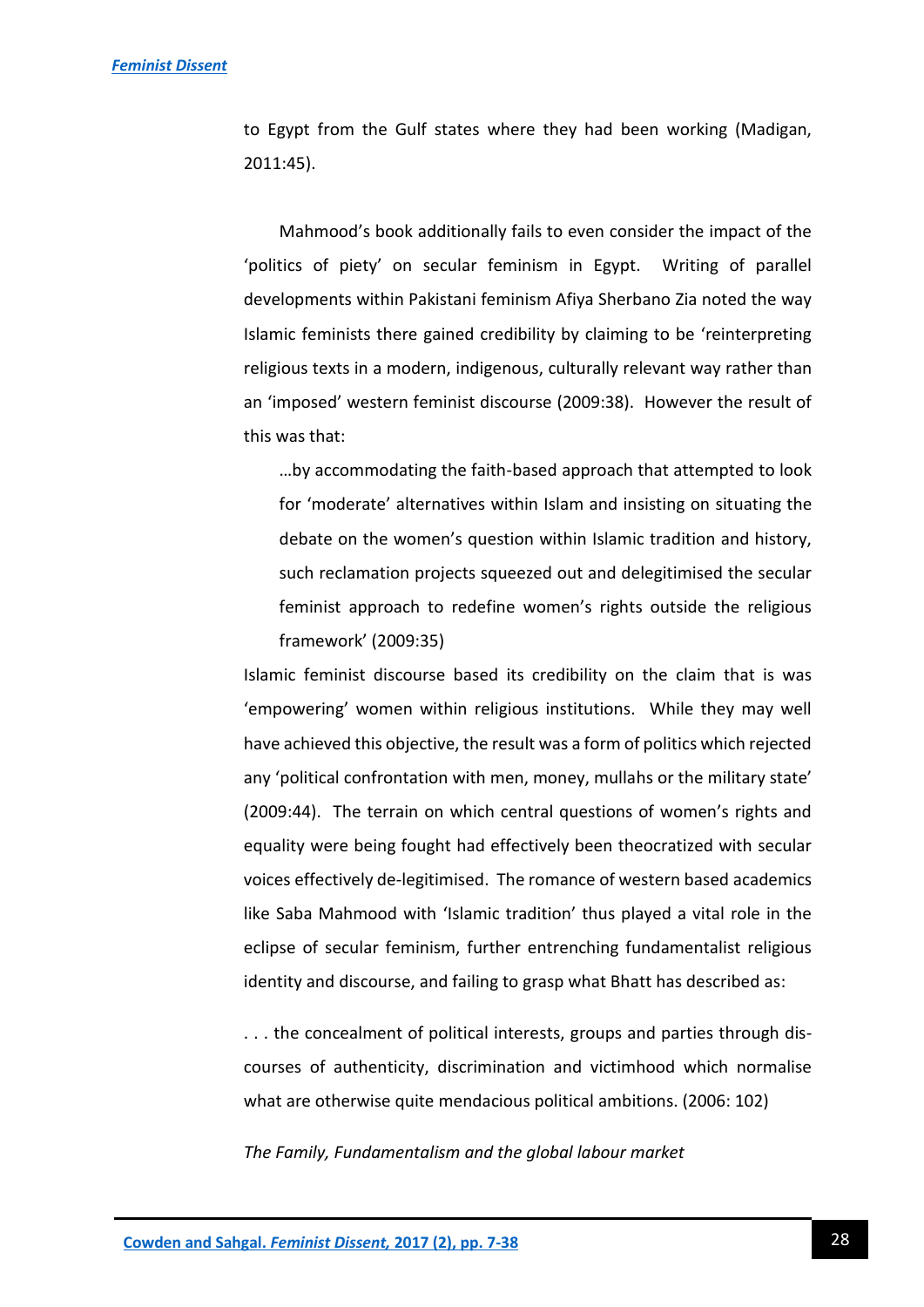to Egypt from the Gulf states where they had been working (Madigan, 2011:45).

Mahmood's book additionally fails to even consider the impact of the 'politics of piety' on secular feminism in Egypt. Writing of parallel developments within Pakistani feminism Afiya Sherbano Zia noted the way Islamic feminists there gained credibility by claiming to be 'reinterpreting religious texts in a modern, indigenous, culturally relevant way rather than an 'imposed' western feminist discourse (2009:38). However the result of this was that:

> …by accommodating the faith-based approach that attempted to look for 'moderate' alternatives within Islam and insisting on situating the debate on the women's question within Islamic tradition and history, such reclamation projects squeezed out and delegitimised the secular feminist approach to redefine women's rights outside the religious framework' (2009:35)

Islamic feminist discourse based its credibility on the claim that is was 'empowering' women within religious institutions. While they may well have achieved this objective, the result was a form of politics which rejected any 'political confrontation with men, money, mullahs or the military state' (2009:44). The terrain on which central questions of women's rights and equality were being fought had effectively been theocratized with secular voices effectively de-legitimised. The romance of western based academics like Saba Mahmood with 'Islamic tradition' thus played a vital role in the eclipse of secular feminism, further entrenching fundamentalist religious identity and discourse, and failing to grasp what Bhatt has described as:

> . . . the concealment of political interests, groups and parties through dis-courses of authenticity, discrimination and victimhood which normalise what are otherwise quite mendacious political ambitions. (2006: 102)

*The Family, Fundamentalism and the global labour market*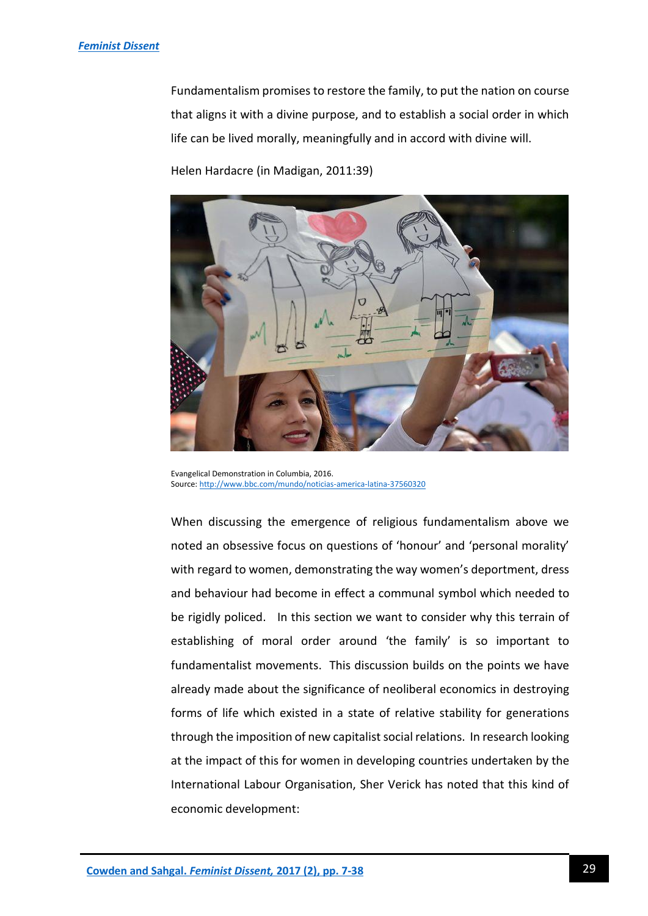Fundamentalism promises to restore the family, to put the nation on course that aligns it with a divine purpose, and to establish a social order in which life can be lived morally, meaningfully and in accord with divine will.

Helen Hardacre (in Madigan, 2011:39)

Evangelical Demonstration in Columbia, 2016.
Source: http://www.bbc.com/mundo/noticias-america-latina-37560320

When discussing the emergence of religious fundamentalism above we noted an obsessive focus on questions of 'honour' and 'personal morality' with regard to women, demonstrating the way women's deportment, dress and behaviour had become in effect a communal symbol which needed to be rigidly policed. In this section we want to consider why this terrain of establishing of moral order around 'the family' is so important to fundamentalist movements. This discussion builds on the points we have already made about the significance of neoliberal economics in destroying forms of life which existed in a state of relative stability for generations through the imposition of new capitalist social relations. In research looking at the impact of this for women in developing countries undertaken by the International Labour Organisation, Sher Verick has noted that this kind of economic development: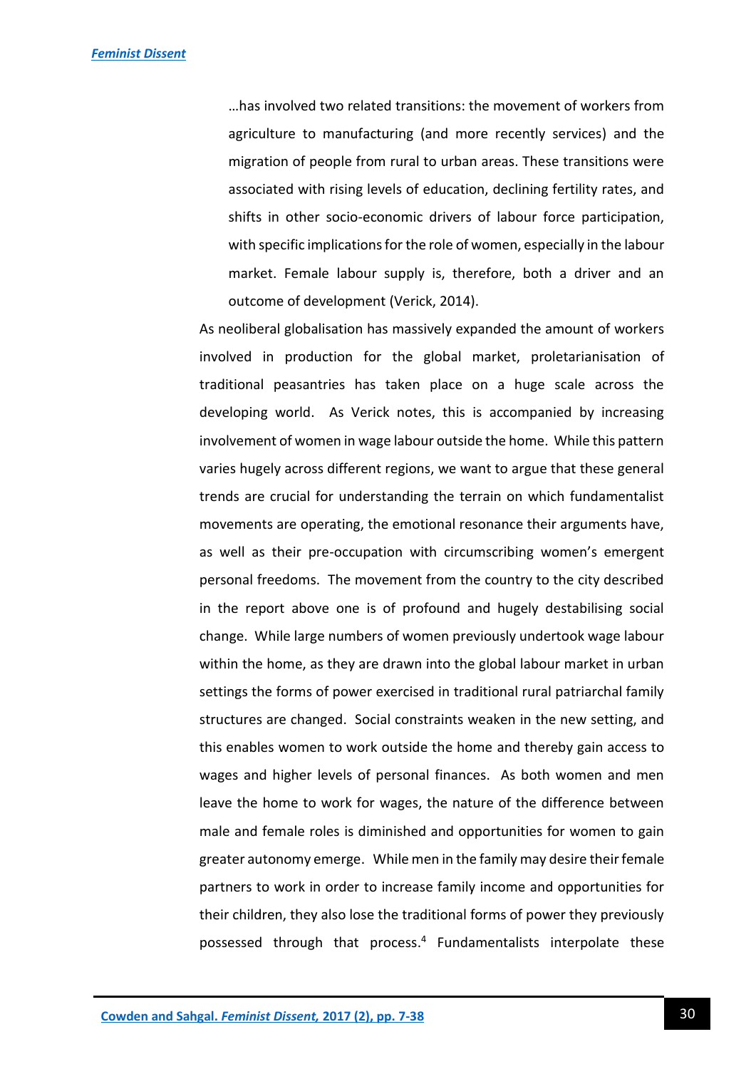> …has involved two related transitions: the movement of workers from agriculture to manufacturing (and more recently services) and the migration of people from rural to urban areas. These transitions were associated with rising levels of education, declining fertility rates, and shifts in other socio-economic drivers of labour force participation, with specific implications for the role of women, especially in the labour market. Female labour supply is, therefore, both a driver and an outcome of development (Verick, 2014).

As neoliberal globalisation has massively expanded the amount of workers involved in production for the global market, proletarianisation of traditional peasantries has taken place on a huge scale across the developing world. As Verick notes, this is accompanied by increasing involvement of women in wage labour outside the home. While this pattern varies hugely across different regions, we want to argue that these general trends are crucial for understanding the terrain on which fundamentalist movements are operating, the emotional resonance their arguments have, as well as their pre-occupation with circumscribing women's emergent personal freedoms. The movement from the country to the city described in the report above one is of profound and hugely destabilising social change. While large numbers of women previously undertook wage labour within the home, as they are drawn into the global labour market in urban settings the forms of power exercised in traditional rural patriarchal family structures are changed. Social constraints weaken in the new setting, and this enables women to work outside the home and thereby gain access to wages and higher levels of personal finances. As both women and men leave the home to work for wages, the nature of the difference between male and female roles is diminished and opportunities for women to gain greater autonomy emerge. While men in the family may desire their female partners to work in order to increase family income and opportunities for their children, they also lose the traditional forms of power they previously possessed through that process.[4] Fundamentalists interpolate these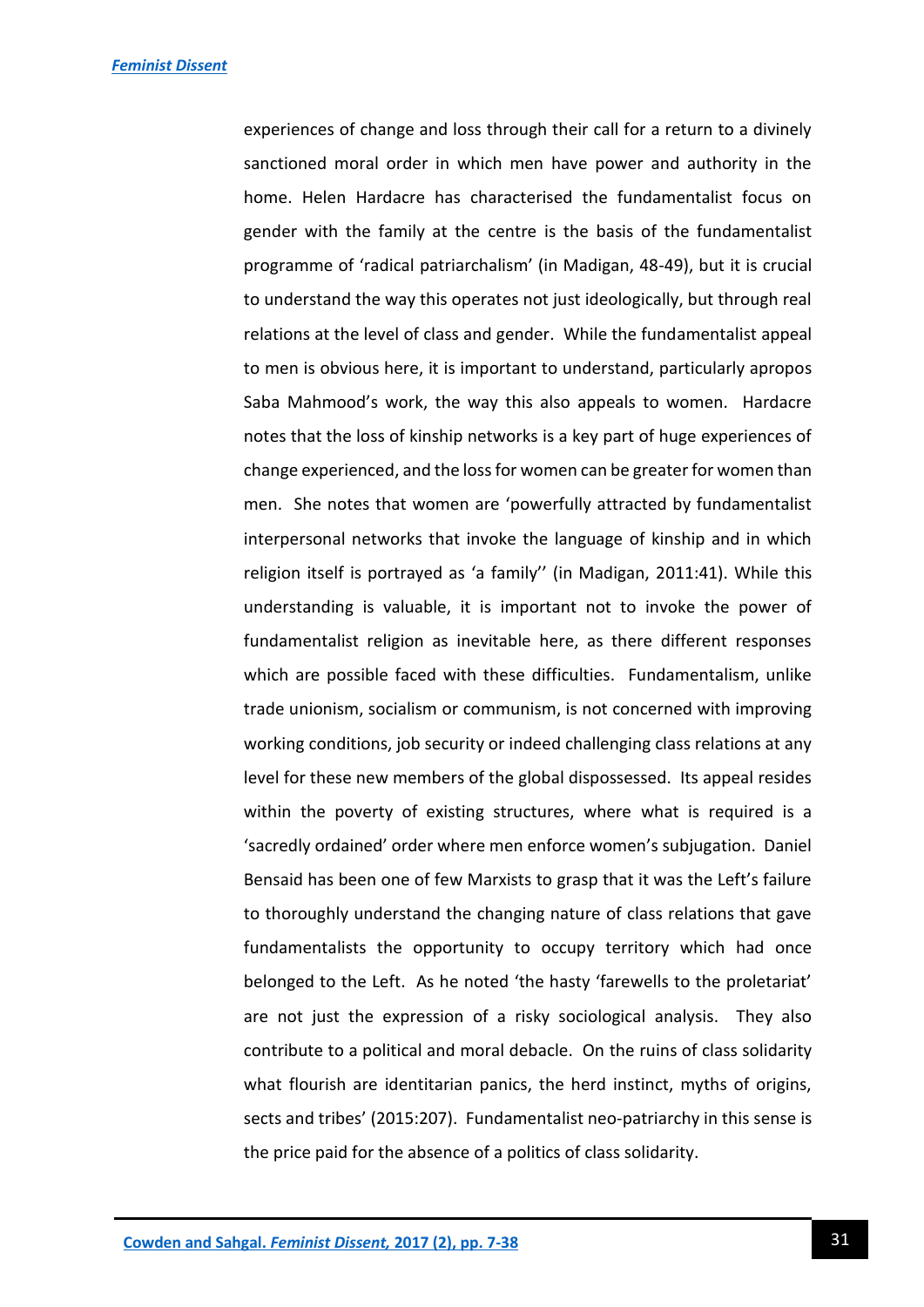experiences of change and loss through their call for a return to a divinely sanctioned moral order in which men have power and authority in the home. Helen Hardacre has characterised the fundamentalist focus on gender with the family at the centre is the basis of the fundamentalist programme of 'radical patriarchalism' (in Madigan, 48-49), but it is crucial to understand the way this operates not just ideologically, but through real relations at the level of class and gender. While the fundamentalist appeal to men is obvious here, it is important to understand, particularly apropos Saba Mahmood's work, the way this also appeals to women. Hardacre notes that the loss of kinship networks is a key part of huge experiences of change experienced, and the loss for women can be greater for women than men. She notes that women are 'powerfully attracted by fundamentalist interpersonal networks that invoke the language of kinship and in which religion itself is portrayed as 'a family'' (in Madigan, 2011:41). While this understanding is valuable, it is important not to invoke the power of fundamentalist religion as inevitable here, as there different responses which are possible faced with these difficulties. Fundamentalism, unlike trade unionism, socialism or communism, is not concerned with improving working conditions, job security or indeed challenging class relations at any level for these new members of the global dispossessed. Its appeal resides within the poverty of existing structures, where what is required is a 'sacredly ordained' order where men enforce women's subjugation. Daniel Bensaid has been one of few Marxists to grasp that it was the Left's failure to thoroughly understand the changing nature of class relations that gave fundamentalists the opportunity to occupy territory which had once belonged to the Left. As he noted 'the hasty 'farewells to the proletariat' are not just the expression of a risky sociological analysis. They also contribute to a political and moral debacle. On the ruins of class solidarity what flourish are identitarian panics, the herd instinct, myths of origins, sects and tribes' (2015:207). Fundamentalist neo-patriarchy in this sense is the price paid for the absence of a politics of class solidarity.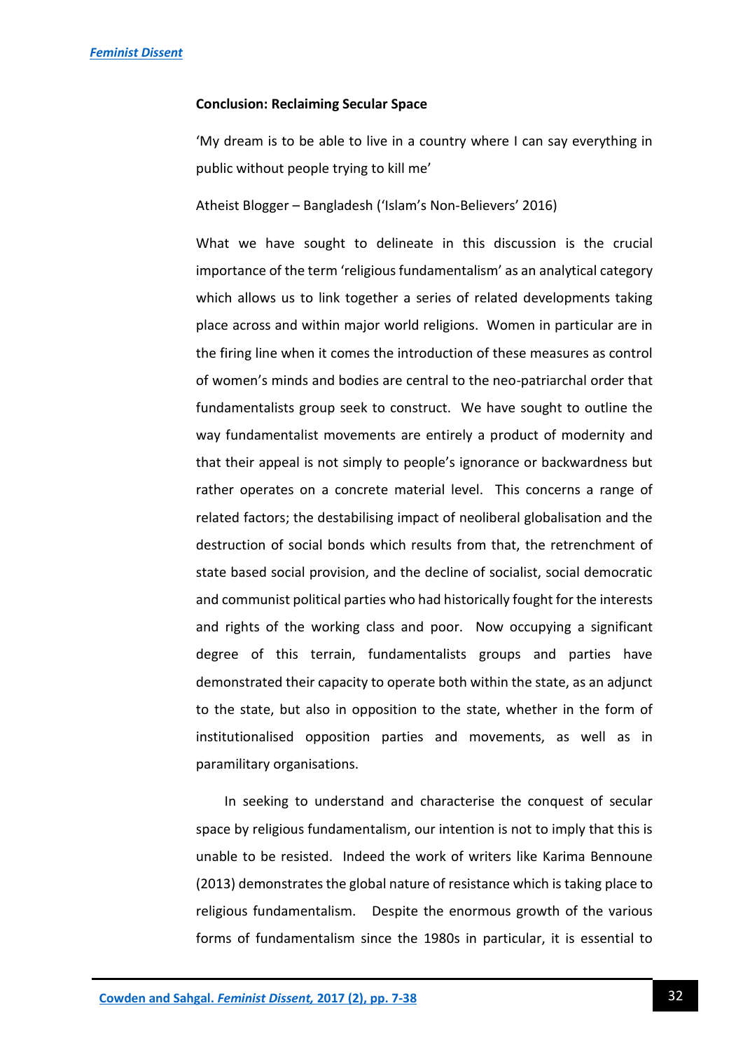**Conclusion: Reclaiming Secular Space**

'My dream is to be able to live in a country where I can say everything in public without people trying to kill me'

Atheist Blogger – Bangladesh ('Islam's Non-Believers' 2016)

What we have sought to delineate in this discussion is the crucial importance of the term 'religious fundamentalism' as an analytical category which allows us to link together a series of related developments taking place across and within major world religions. Women in particular are in the firing line when it comes the introduction of these measures as control of women's minds and bodies are central to the neo-patriarchal order that fundamentalists group seek to construct. We have sought to outline the way fundamentalist movements are entirely a product of modernity and that their appeal is not simply to people's ignorance or backwardness but rather operates on a concrete material level. This concerns a range of related factors; the destabilising impact of neoliberal globalisation and the destruction of social bonds which results from that, the retrenchment of state based social provision, and the decline of socialist, social democratic and communist political parties who had historically fought for the interests and rights of the working class and poor. Now occupying a significant degree of this terrain, fundamentalists groups and parties have demonstrated their capacity to operate both within the state, as an adjunct to the state, but also in opposition to the state, whether in the form of institutionalised opposition parties and movements, as well as in paramilitary organisations.

In seeking to understand and characterise the conquest of secular space by religious fundamentalism, our intention is not to imply that this is unable to be resisted. Indeed the work of writers like Karima Bennoune (2013) demonstrates the global nature of resistance which is taking place to religious fundamentalism. Despite the enormous growth of the various forms of fundamentalism since the 1980s in particular, it is essential to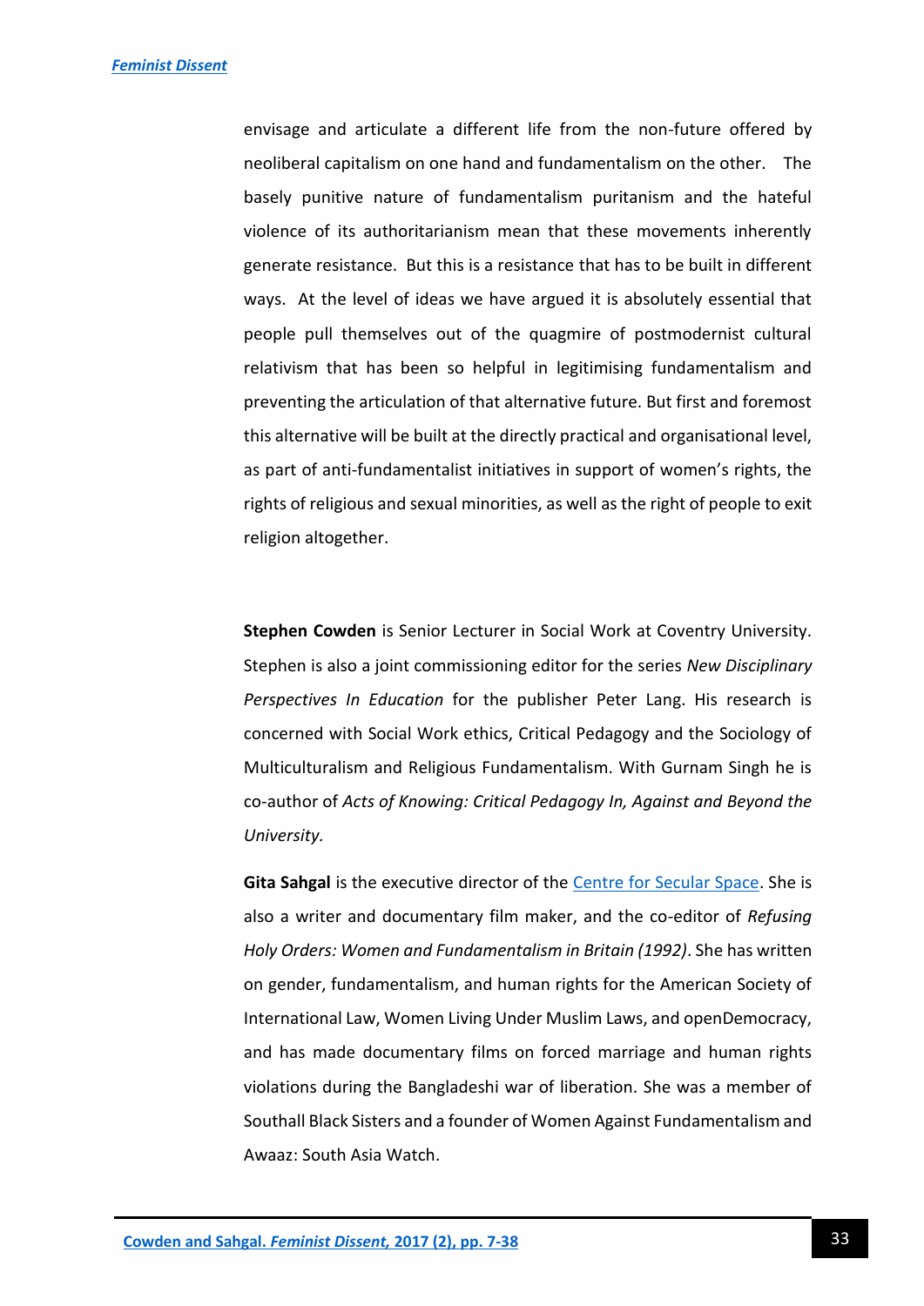envisage and articulate a different life from the non-future offered by neoliberal capitalism on one hand and fundamentalism on the other. The basely punitive nature of fundamentalism puritanism and the hateful violence of its authoritarianism mean that these movements inherently generate resistance. But this is a resistance that has to be built in different ways. At the level of ideas we have argued it is absolutely essential that people pull themselves out of the quagmire of postmodernist cultural relativism that has been so helpful in legitimising fundamentalism and preventing the articulation of that alternative future. But first and foremost this alternative will be built at the directly practical and organisational level, as part of anti-fundamentalist initiatives in support of women's rights, the rights of religious and sexual minorities, as well as the right of people to exit religion altogether.

**Stephen Cowden** is Senior Lecturer in Social Work at Coventry University. Stephen is also a joint commissioning editor for the series *New Disciplinary Perspectives In Education* for the publisher Peter Lang. His research is concerned with Social Work ethics, Critical Pedagogy and the Sociology of Multiculturalism and Religious Fundamentalism. With Gurnam Singh he is co-author of *Acts of Knowing: Critical Pedagogy In, Against and Beyond the University.*

**Gita Sahgal** is the executive director of the Centre for Secular Space. She is also a writer and documentary film maker, and the co-editor of *Refusing Holy Orders: Women and Fundamentalism in Britain (1992)*. She has written on gender, fundamentalism, and human rights for the American Society of International Law, Women Living Under Muslim Laws, and openDemocracy, and has made documentary films on forced marriage and human rights violations during the Bangladeshi war of liberation. She was a member of Southall Black Sisters and a founder of Women Against Fundamentalism and Awaaz: South Asia Watch.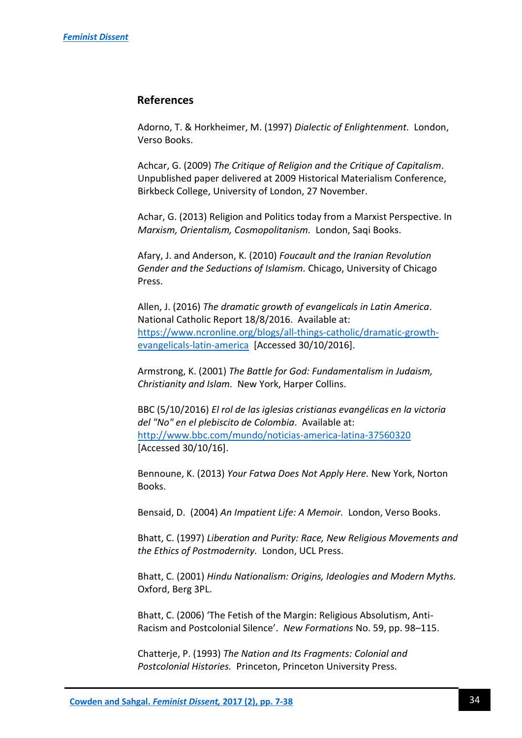## References

Adorno, T. & Horkheimer, M. (1997) *Dialectic of Enlightenment.* London, Verso Books.

Achcar, G. (2009) *The Critique of Religion and the Critique of Capitalism*. Unpublished paper delivered at 2009 Historical Materialism Conference, Birkbeck College, University of London, 27 November.

Achar, G. (2013) Religion and Politics today from a Marxist Perspective. In *Marxism, Orientalism, Cosmopolitanism.* London, Saqi Books.

Afary, J. and Anderson, K. (2010) *Foucault and the Iranian Revolution Gender and the Seductions of Islamism.* Chicago, University of Chicago Press.

Allen, J. (2016) *The dramatic growth of evangelicals in Latin America*. National Catholic Report 18/8/2016. Available at: https://www.ncronline.org/blogs/all-things-catholic/dramatic-growth-evangelicals-latin-america [Accessed 30/10/2016].

Armstrong, K. (2001) *The Battle for God: Fundamentalism in Judaism, Christianity and Islam.* New York, Harper Collins.

BBC (5/10/2016) *El rol de las iglesias cristianas evangélicas en la victoria del "No" en el plebiscito de Colombia*. Available at: http://www.bbc.com/mundo/noticias-america-latina-37560320 [Accessed 30/10/16].

Bennoune, K. (2013) *Your Fatwa Does Not Apply Here.* New York, Norton Books.

Bensaid, D. (2004) *An Impatient Life: A Memoir.* London, Verso Books.

Bhatt, C. (1997) *Liberation and Purity: Race, New Religious Movements and the Ethics of Postmodernity.* London, UCL Press.

Bhatt, C. (2001) *Hindu Nationalism: Origins, Ideologies and Modern Myths.* Oxford, Berg 3PL.

Bhatt, C. (2006) 'The Fetish of the Margin: Religious Absolutism, Anti-Racism and Postcolonial Silence'. *New Formations* No. 59, pp. 98–115.

Chatterje, P. (1993) *The Nation and Its Fragments: Colonial and Postcolonial Histories.* Princeton, Princeton University Press.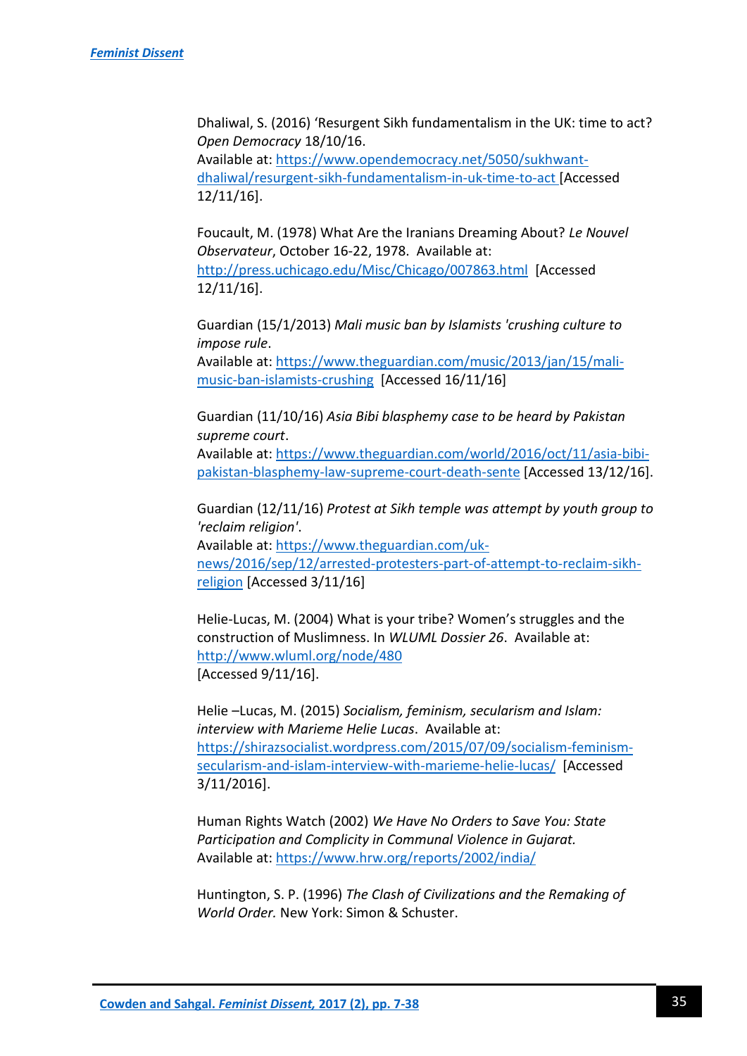Dhaliwal, S. (2016) 'Resurgent Sikh fundamentalism in the UK: time to act? *Open Democracy* 18/10/16.
Available at: https://www.opendemocracy.net/5050/sukhwant-dhaliwal/resurgent-sikh-fundamentalism-in-uk-time-to-act [Accessed 12/11/16].

Foucault, M. (1978) What Are the Iranians Dreaming About? *Le Nouvel Observateur*, October 16-22, 1978. Available at: http://press.uchicago.edu/Misc/Chicago/007863.html [Accessed 12/11/16].

Guardian (15/1/2013) *Mali music ban by Islamists 'crushing culture to impose rule*.
Available at: https://www.theguardian.com/music/2013/jan/15/mali-music-ban-islamists-crushing [Accessed 16/11/16]

Guardian (11/10/16) *Asia Bibi blasphemy case to be heard by Pakistan supreme court*.
Available at: https://www.theguardian.com/world/2016/oct/11/asia-bibi-pakistan-blasphemy-law-supreme-court-death-sente [Accessed 13/12/16].

Guardian (12/11/16) *Protest at Sikh temple was attempt by youth group to 'reclaim religion'*.
Available at: https://www.theguardian.com/uk-news/2016/sep/12/arrested-protesters-part-of-attempt-to-reclaim-sikh-religion [Accessed 3/11/16]

Helie-Lucas, M. (2004) What is your tribe? Women's struggles and the construction of Muslimness. In *WLUML Dossier 26*. Available at: http://www.wluml.org/node/480
[Accessed 9/11/16].

Helie –Lucas, M. (2015) *Socialism, feminism, secularism and Islam: interview with Marieme Helie Lucas*. Available at: https://shirazsocialist.wordpress.com/2015/07/09/socialism-feminism-secularism-and-islam-interview-with-marieme-helie-lucas/ [Accessed 3/11/2016].

Human Rights Watch (2002) *We Have No Orders to Save You: State Participation and Complicity in Communal Violence in Gujarat.*
Available at: https://www.hrw.org/reports/2002/india/

Huntington, S. P. (1996) *The Clash of Civilizations and the Remaking of World Order.* New York: Simon & Schuster.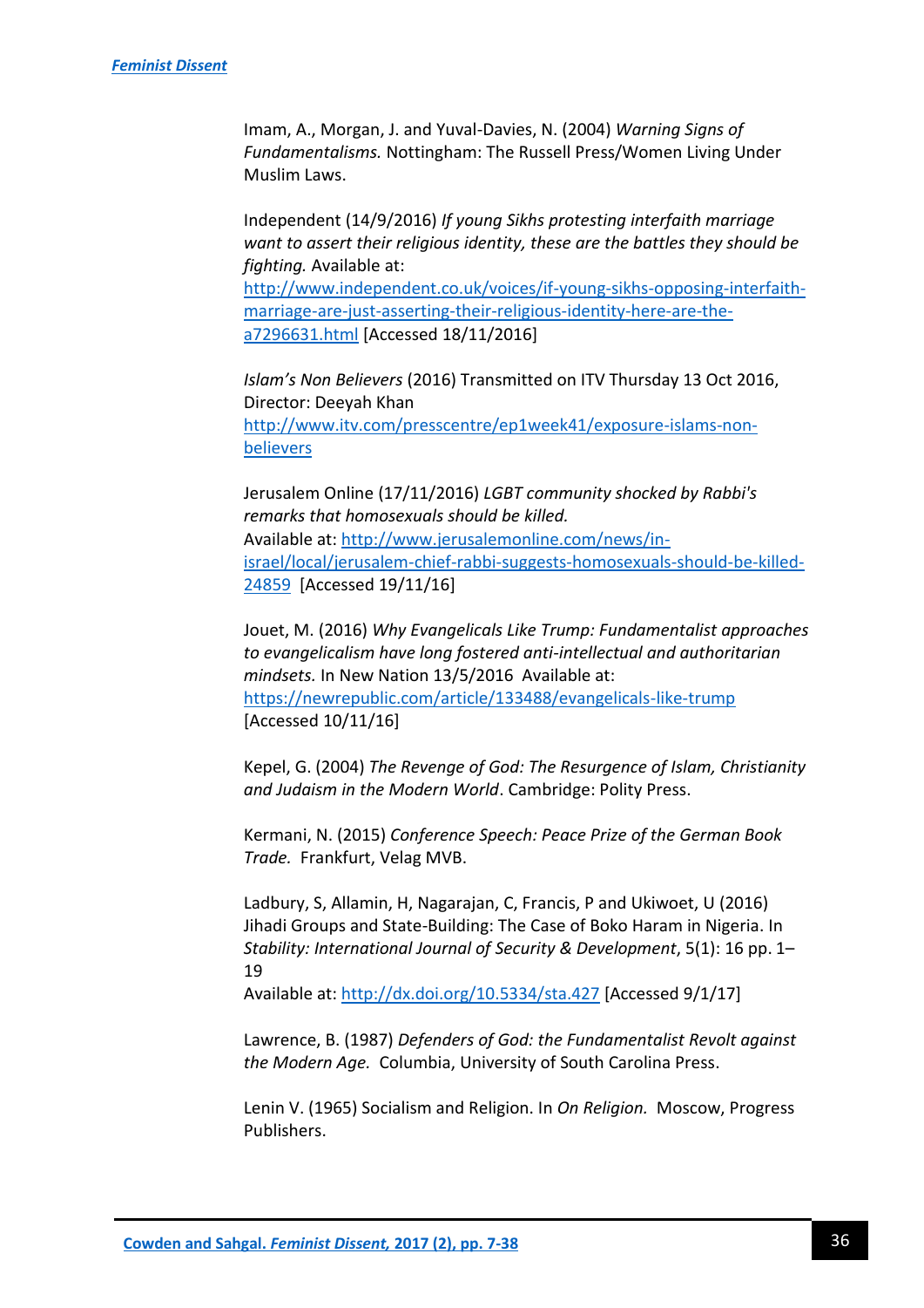Imam, A., Morgan, J. and Yuval-Davies, N. (2004) *Warning Signs of Fundamentalisms.* Nottingham: The Russell Press/Women Living Under Muslim Laws.

Independent (14/9/2016) *If young Sikhs protesting interfaith marriage want to assert their religious identity, these are the battles they should be fighting.* Available at: http://www.independent.co.uk/voices/if-young-sikhs-opposing-interfaith-marriage-are-just-asserting-their-religious-identity-here-are-the-a7296631.html [Accessed 18/11/2016]

*Islam's Non Believers* (2016) Transmitted on ITV Thursday 13 Oct 2016, Director: Deeyah Khan http://www.itv.com/presscentre/ep1week41/exposure-islams-non-believers

Jerusalem Online (17/11/2016) *LGBT community shocked by Rabbi's remarks that homosexuals should be killed.* Available at: http://www.jerusalemonline.com/news/in-israel/local/jerusalem-chief-rabbi-suggests-homosexuals-should-be-killed-24859 [Accessed 19/11/16]

Jouet, M. (2016) *Why Evangelicals Like Trump: Fundamentalist approaches to evangelicalism have long fostered anti-intellectual and authoritarian mindsets.* In New Nation 13/5/2016 Available at: https://newrepublic.com/article/133488/evangelicals-like-trump [Accessed 10/11/16]

Kepel, G. (2004) *The Revenge of God: The Resurgence of Islam, Christianity and Judaism in the Modern World*. Cambridge: Polity Press.

Kermani, N. (2015) *Conference Speech: Peace Prize of the German Book Trade.* Frankfurt, Velag MVB.

Ladbury, S, Allamin, H, Nagarajan, C, Francis, P and Ukiwoet, U (2016) Jihadi Groups and State-Building: The Case of Boko Haram in Nigeria. In *Stability: International Journal of Security & Development*, 5(1): 16 pp. 1–19
Available at: http://dx.doi.org/10.5334/sta.427 [Accessed 9/1/17]

Lawrence, B. (1987) *Defenders of God: the Fundamentalist Revolt against the Modern Age.* Columbia, University of South Carolina Press.

Lenin V. (1965) Socialism and Religion. In *On Religion.* Moscow, Progress Publishers.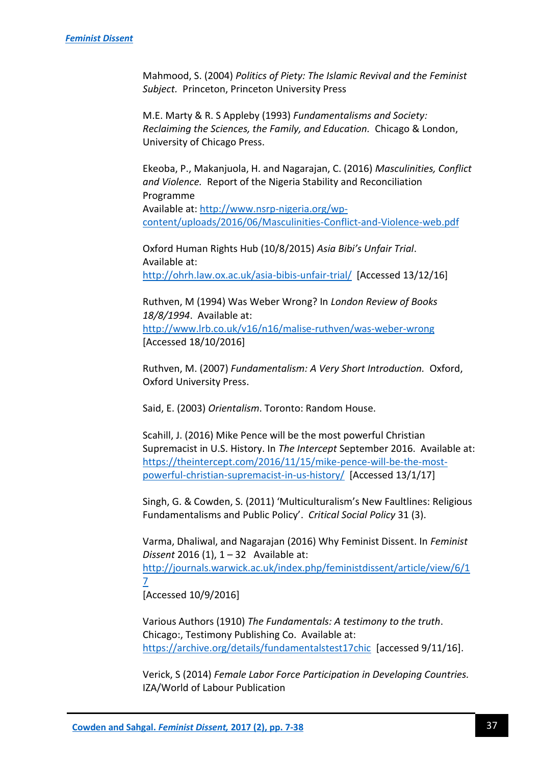Mahmood, S. (2004) *Politics of Piety: The Islamic Revival and the Feminist Subject.* Princeton, Princeton University Press

M.E. Marty & R. S Appleby (1993) *Fundamentalisms and Society: Reclaiming the Sciences, the Family, and Education.* Chicago & London, University of Chicago Press.

Ekeoba, P., Makanjuola, H. and Nagarajan, C. (2016) *Masculinities, Conflict and Violence.* Report of the Nigeria Stability and Reconciliation Programme
Available at: http://www.nsrp-nigeria.org/wp-content/uploads/2016/06/Masculinities-Conflict-and-Violence-web.pdf

Oxford Human Rights Hub (10/8/2015) *Asia Bibi's Unfair Trial*. Available at:
http://ohrh.law.ox.ac.uk/asia-bibis-unfair-trial/ [Accessed 13/12/16]

Ruthven, M (1994) Was Weber Wrong? In *London Review of Books 18/8/1994*. Available at:
http://www.lrb.co.uk/v16/n16/malise-ruthven/was-weber-wrong
[Accessed 18/10/2016]

Ruthven, M. (2007) *Fundamentalism: A Very Short Introduction.* Oxford, Oxford University Press.

Said, E. (2003) *Orientalism*. Toronto: Random House.

Scahill, J. (2016) Mike Pence will be the most powerful Christian Supremacist in U.S. History. In *The Intercept* September 2016. Available at: https://theintercept.com/2016/11/15/mike-pence-will-be-the-most-powerful-christian-supremacist-in-us-history/ [Accessed 13/1/17]

Singh, G. & Cowden, S. (2011) 'Multiculturalism's New Faultlines: Religious Fundamentalisms and Public Policy'. *Critical Social Policy* 31 (3).

Varma, Dhaliwal, and Nagarajan (2016) Why Feminist Dissent. In *Feminist Dissent* 2016 (1), 1 – 32 Available at:
http://journals.warwick.ac.uk/index.php/feministdissent/article/view/6/17
[Accessed 10/9/2016]

Various Authors (1910) *The Fundamentals: A testimony to the truth*. Chicago:, Testimony Publishing Co. Available at:
https://archive.org/details/fundamentalstest17chic [accessed 9/11/16].

Verick, S (2014) *Female Labor Force Participation in Developing Countries.* IZA/World of Labour Publication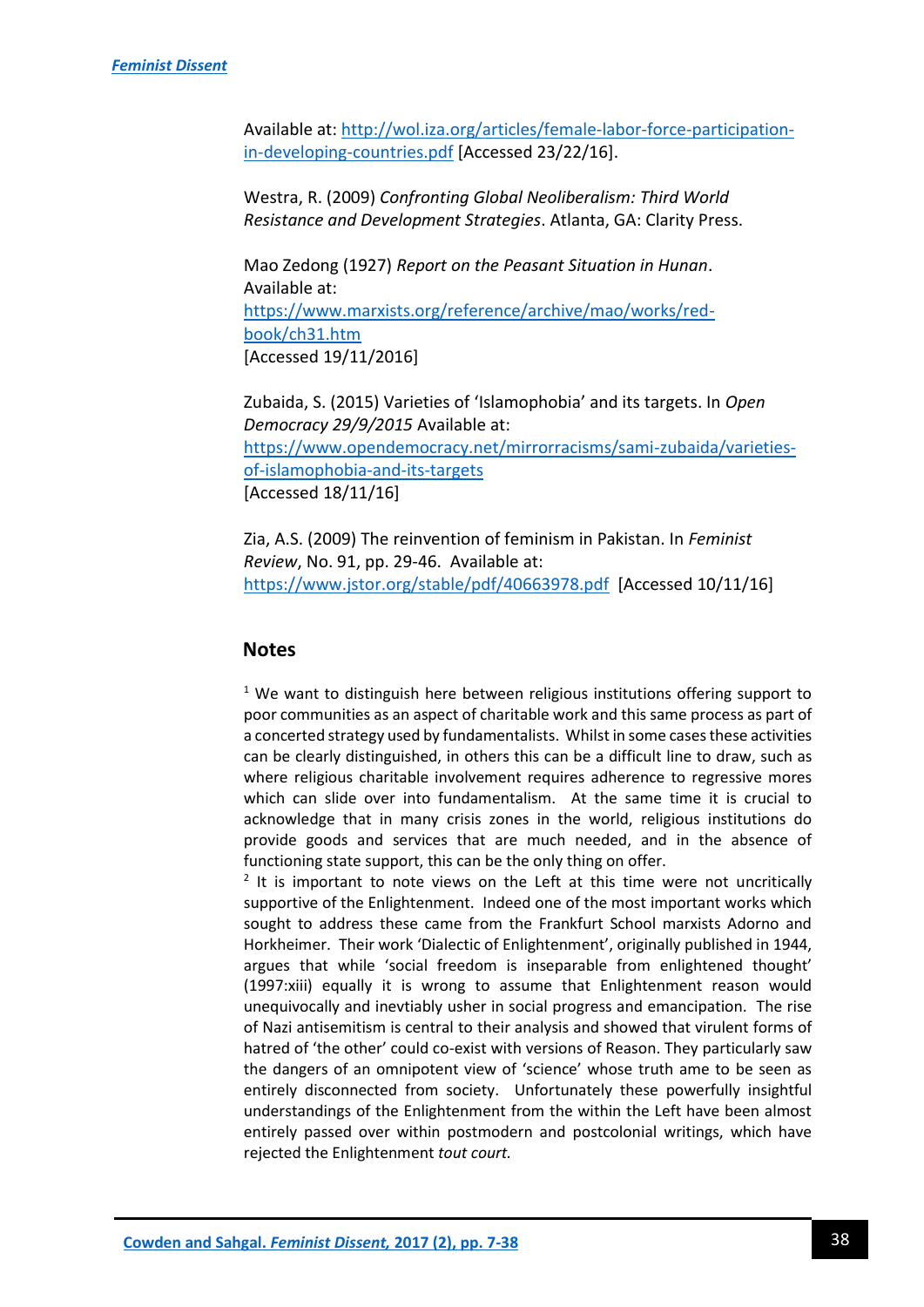Available at: http://wol.iza.org/articles/female-labor-force-participation-in-developing-countries.pdf [Accessed 23/22/16].

Westra, R. (2009) *Confronting Global Neoliberalism: Third World Resistance and Development Strategies*. Atlanta, GA: Clarity Press.

Mao Zedong (1927) *Report on the Peasant Situation in Hunan*. Available at: https://www.marxists.org/reference/archive/mao/works/red-book/ch31.htm [Accessed 19/11/2016]

Zubaida, S. (2015) Varieties of 'Islamophobia' and its targets. In *Open Democracy 29/9/2015* Available at: https://www.opendemocracy.net/mirrorracisms/sami-zubaida/varieties-of-islamophobia-and-its-targets [Accessed 18/11/16]

Zia, A.S. (2009) The reinvention of feminism in Pakistan. In *Feminist Review*, No. 91, pp. 29-46. Available at: https://www.jstor.org/stable/pdf/40663978.pdf [Accessed 10/11/16]

## Notes

[1] We want to distinguish here between religious institutions offering support to poor communities as an aspect of charitable work and this same process as part of a concerted strategy used by fundamentalists. Whilst in some cases these activities can be clearly distinguished, in others this can be a difficult line to draw, such as where religious charitable involvement requires adherence to regressive mores which can slide over into fundamentalism. At the same time it is crucial to acknowledge that in many crisis zones in the world, religious institutions do provide goods and services that are much needed, and in the absence of functioning state support, this can be the only thing on offer.

[2] It is important to note views on the Left at this time were not uncritically supportive of the Enlightenment. Indeed one of the most important works which sought to address these came from the Frankfurt School marxists Adorno and Horkheimer. Their work 'Dialectic of Enlightenment', originally published in 1944, argues that while 'social freedom is inseparable from enlightened thought' (1997:xiii) equally it is wrong to assume that Enlightenment reason would unequivocally and inevtiably usher in social progress and emancipation. The rise of Nazi antisemitism is central to their analysis and showed that virulent forms of hatred of 'the other' could co-exist with versions of Reason. They particularly saw the dangers of an omnipotent view of 'science' whose truth ame to be seen as entirely disconnected from society. Unfortunately these powerfully insightful understandings of the Enlightenment from the within the Left have been almost entirely passed over within postmodern and postcolonial writings, which have rejected the Enlightenment *tout court.*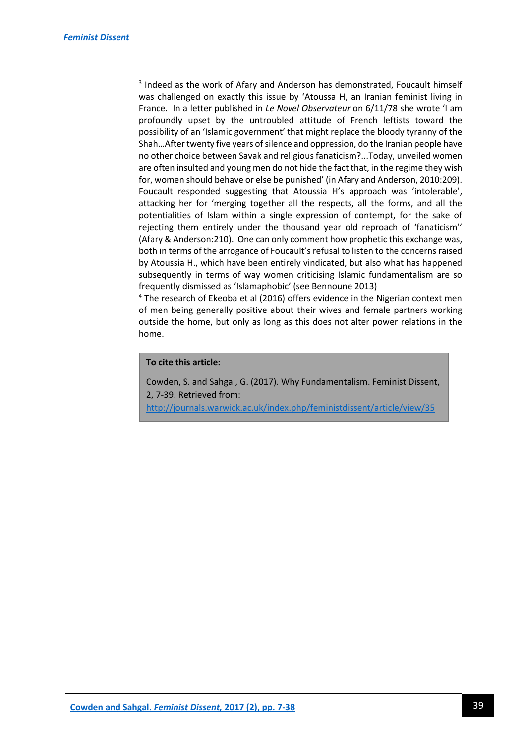[3] Indeed as the work of Afary and Anderson has demonstrated, Foucault himself was challenged on exactly this issue by 'Atoussa H, an Iranian feminist living in France. In a letter published in *Le Novel Observateur* on 6/11/78 she wrote 'I am profoundly upset by the untroubled attitude of French leftists toward the possibility of an 'Islamic government' that might replace the bloody tyranny of the Shah…After twenty five years of silence and oppression, do the Iranian people have no other choice between Savak and religious fanaticism?...Today, unveiled women are often insulted and young men do not hide the fact that, in the regime they wish for, women should behave or else be punished' (in Afary and Anderson, 2010:209). Foucault responded suggesting that Atoussia H's approach was 'intolerable', attacking her for 'merging together all the respects, all the forms, and all the potentialities of Islam within a single expression of contempt, for the sake of rejecting them entirely under the thousand year old reproach of 'fanaticism'' (Afary & Anderson:210). One can only comment how prophetic this exchange was, both in terms of the arrogance of Foucault's refusal to listen to the concerns raised by Atoussia H., which have been entirely vindicated, but also what has happened subsequently in terms of way women criticising Islamic fundamentalism are so frequently dismissed as 'Islamaphobic' (see Bennoune 2013)

[4] The research of Ekeoba et al (2016) offers evidence in the Nigerian context men of men being generally positive about their wives and female partners working outside the home, but only as long as this does not alter power relations in the home.

**To cite this article:**

Cowden, S. and Sahgal, G. (2017). Why Fundamentalism. Feminist Dissent, 2, 7-39. Retrieved from: http://journals.warwick.ac.uk/index.php/feministdissent/article/view/35